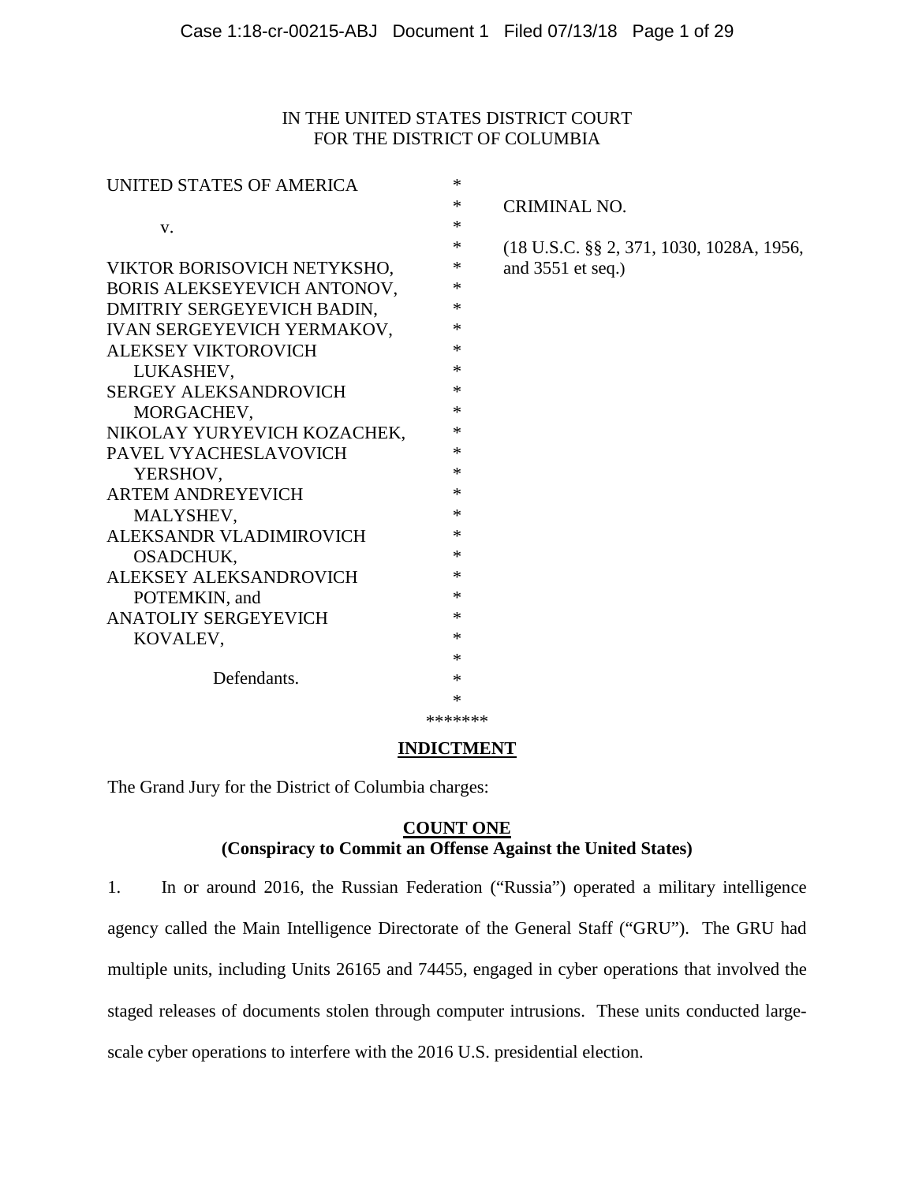IN THE UNITED STATES DISTRICT COURT
FOR THE DISTRICT OF COLUMBIA

UNITED STATES OF AMERICA

v.

VIKTOR BORISOVICH NETYKSHO,
BORIS ALEKSEYEVICH ANTONOV,
DMITRIY SERGEYEVICH BADIN,
IVAN SERGEYEVICH YERMAKOV,
ALEKSEY VIKTOROVICH LUKASHEV,
SERGEY ALEKSANDROVICH MORGACHEV,
NIKOLAY YURYEVICH KOZACHEK,
PAVEL VYACHESLAVOVICH YERSHOV,
ARTEM ANDREYEVICH MALYSHEV,
ALEKSANDR VLADIMIROVICH OSADCHUK,
ALEKSEY ALEKSANDROVICH POTEMKIN, and
ANATOLIY SERGEYEVICH KOVALEV,

Defendants.

CRIMINAL NO.

(18 U.S.C. §§ 2, 371, 1030, 1028A, 1956, and 3551 et seq.)

*******

# INDICTMENT

The Grand Jury for the District of Columbia charges:

## COUNT ONE
## (Conspiracy to Commit an Offense Against the United States)

1. In or around 2016, the Russian Federation ("Russia") operated a military intelligence agency called the Main Intelligence Directorate of the General Staff ("GRU"). The GRU had multiple units, including Units 26165 and 74455, engaged in cyber operations that involved the staged releases of documents stolen through computer intrusions. These units conducted large-scale cyber operations to interfere with the 2016 U.S. presidential election.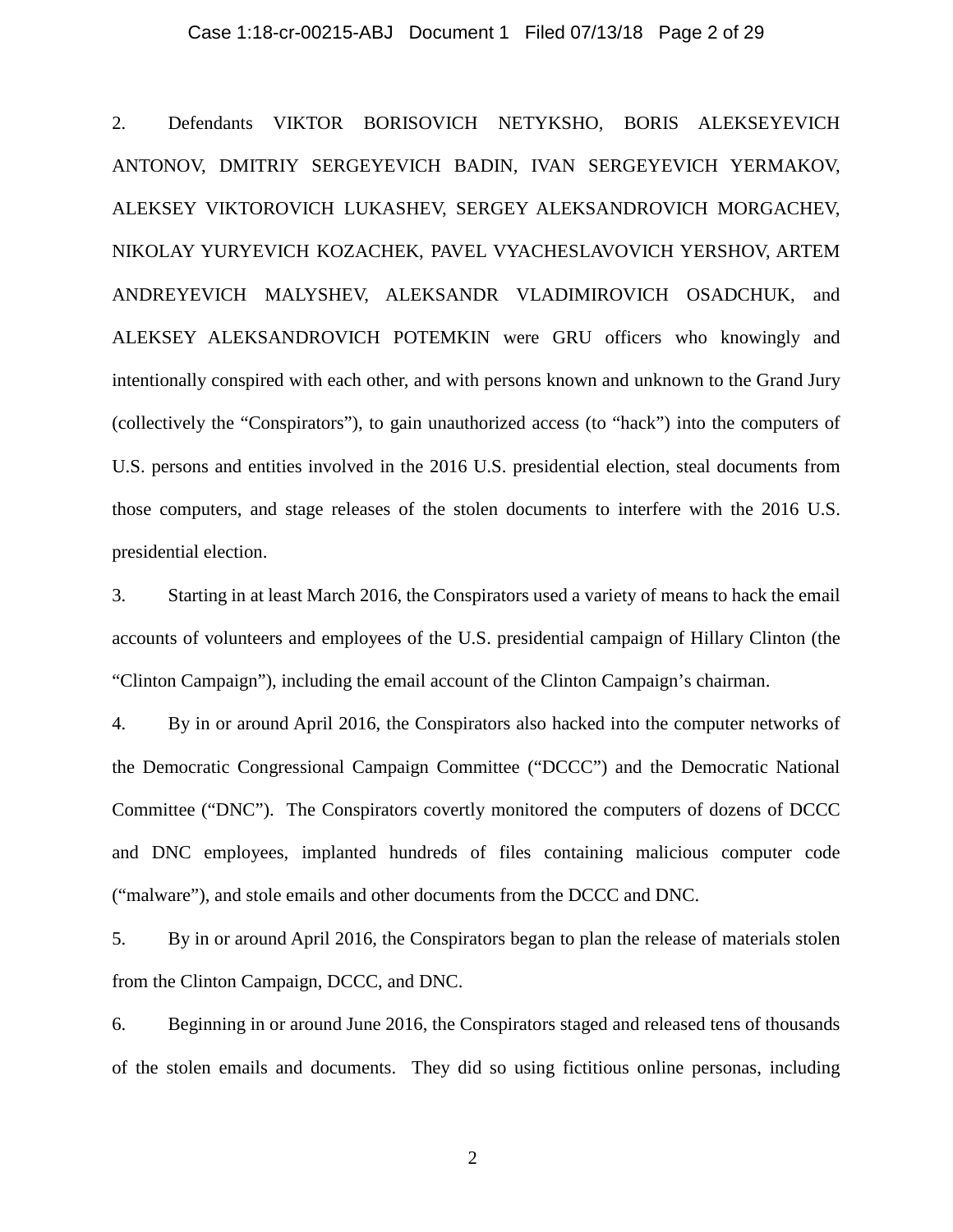2. Defendants VIKTOR BORISOVICH NETYKSHO, BORIS ALEKSEYEVICH ANTONOV, DMITRIY SERGEYEVICH BADIN, IVAN SERGEYEVICH YERMAKOV, ALEKSEY VIKTOROVICH LUKASHEV, SERGEY ALEKSANDROVICH MORGACHEV, NIKOLAY YURYEVICH KOZACHEK, PAVEL VYACHESLAVOVICH YERSHOV, ARTEM ANDREYEVICH MALYSHEV, ALEKSANDR VLADIMIROVICH OSADCHUK, and ALEKSEY ALEKSANDROVICH POTEMKIN were GRU officers who knowingly and intentionally conspired with each other, and with persons known and unknown to the Grand Jury (collectively the "Conspirators"), to gain unauthorized access (to "hack") into the computers of U.S. persons and entities involved in the 2016 U.S. presidential election, steal documents from those computers, and stage releases of the stolen documents to interfere with the 2016 U.S. presidential election.

3. Starting in at least March 2016, the Conspirators used a variety of means to hack the email accounts of volunteers and employees of the U.S. presidential campaign of Hillary Clinton (the "Clinton Campaign"), including the email account of the Clinton Campaign's chairman.

4. By in or around April 2016, the Conspirators also hacked into the computer networks of the Democratic Congressional Campaign Committee ("DCCC") and the Democratic National Committee ("DNC"). The Conspirators covertly monitored the computers of dozens of DCCC and DNC employees, implanted hundreds of files containing malicious computer code ("malware"), and stole emails and other documents from the DCCC and DNC.

5. By in or around April 2016, the Conspirators began to plan the release of materials stolen from the Clinton Campaign, DCCC, and DNC.

6. Beginning in or around June 2016, the Conspirators staged and released tens of thousands of the stolen emails and documents. They did so using fictitious online personas, including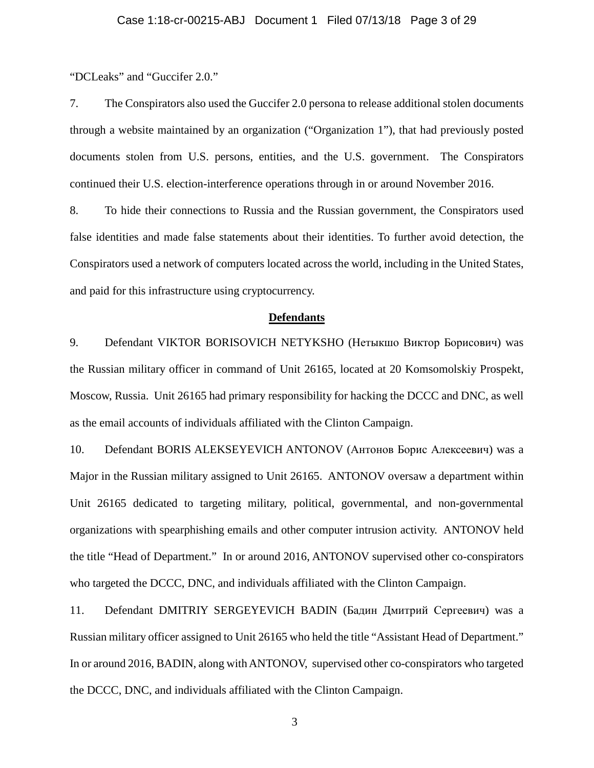"DCLeaks" and "Guccifer 2.0."

7. The Conspirators also used the Guccifer 2.0 persona to release additional stolen documents through a website maintained by an organization ("Organization 1"), that had previously posted documents stolen from U.S. persons, entities, and the U.S. government. The Conspirators continued their U.S. election-interference operations through in or around November 2016.

8. To hide their connections to Russia and the Russian government, the Conspirators used false identities and made false statements about their identities. To further avoid detection, the Conspirators used a network of computers located across the world, including in the United States, and paid for this infrastructure using cryptocurrency.

## Defendants

9. Defendant VIKTOR BORISOVICH NETYKSHO (Нетыкшо Виктор Борисович) was the Russian military officer in command of Unit 26165, located at 20 Komsomolskiy Prospekt, Moscow, Russia. Unit 26165 had primary responsibility for hacking the DCCC and DNC, as well as the email accounts of individuals affiliated with the Clinton Campaign.

10. Defendant BORIS ALEKSEYEVICH ANTONOV (Антонов Борис Алексеевич) was a Major in the Russian military assigned to Unit 26165. ANTONOV oversaw a department within Unit 26165 dedicated to targeting military, political, governmental, and non-governmental organizations with spearphishing emails and other computer intrusion activity. ANTONOV held the title "Head of Department." In or around 2016, ANTONOV supervised other co-conspirators who targeted the DCCC, DNC, and individuals affiliated with the Clinton Campaign.

11. Defendant DMITRIY SERGEYEVICH BADIN (Бадин Дмитрий Сергеевич) was a Russian military officer assigned to Unit 26165 who held the title "Assistant Head of Department." In or around 2016, BADIN, along with ANTONOV, supervised other co-conspirators who targeted the DCCC, DNC, and individuals affiliated with the Clinton Campaign.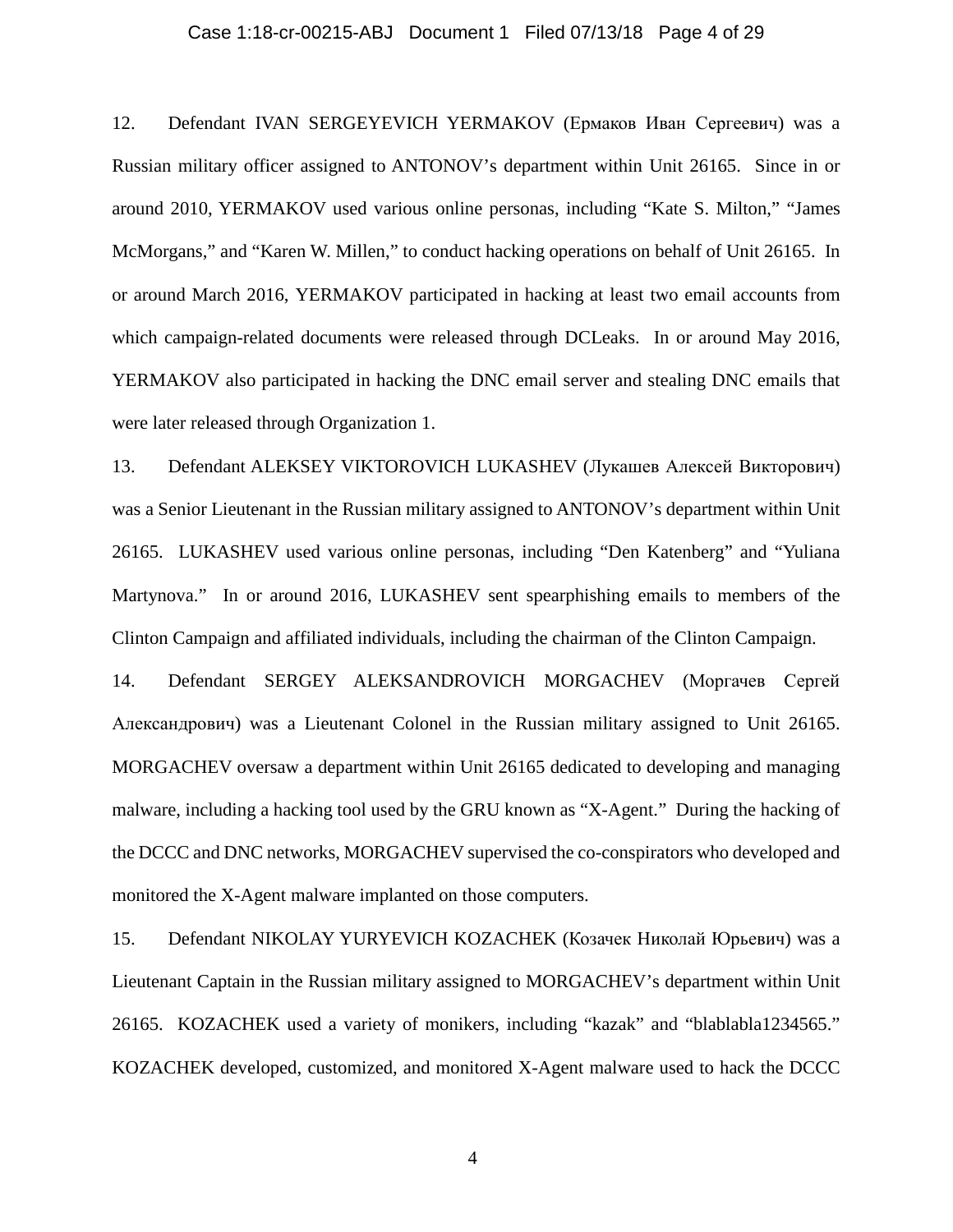12. Defendant IVAN SERGEYEVICH YERMAKOV (Ермаков Иван Сергеевич) was a Russian military officer assigned to ANTONOV's department within Unit 26165. Since in or around 2010, YERMAKOV used various online personas, including "Kate S. Milton," "James McMorgans," and "Karen W. Millen," to conduct hacking operations on behalf of Unit 26165. In or around March 2016, YERMAKOV participated in hacking at least two email accounts from which campaign-related documents were released through DCLeaks. In or around May 2016, YERMAKOV also participated in hacking the DNC email server and stealing DNC emails that were later released through Organization 1.

13. Defendant ALEKSEY VIKTOROVICH LUKASHEV (Лукашев Алексей Викторович) was a Senior Lieutenant in the Russian military assigned to ANTONOV's department within Unit 26165. LUKASHEV used various online personas, including "Den Katenberg" and "Yuliana Martynova." In or around 2016, LUKASHEV sent spearphishing emails to members of the Clinton Campaign and affiliated individuals, including the chairman of the Clinton Campaign.

14. Defendant SERGEY ALEKSANDROVICH MORGACHEV (Моргачев Сергей Александрович) was a Lieutenant Colonel in the Russian military assigned to Unit 26165. MORGACHEV oversaw a department within Unit 26165 dedicated to developing and managing malware, including a hacking tool used by the GRU known as "X-Agent." During the hacking of the DCCC and DNC networks, MORGACHEV supervised the co-conspirators who developed and monitored the X-Agent malware implanted on those computers.

15. Defendant NIKOLAY YURYEVICH KOZACHEK (Козачек Николай Юрьевич) was a Lieutenant Captain in the Russian military assigned to MORGACHEV's department within Unit 26165. KOZACHEK used a variety of monikers, including "kazak" and "blablabla1234565." KOZACHEK developed, customized, and monitored X-Agent malware used to hack the DCCC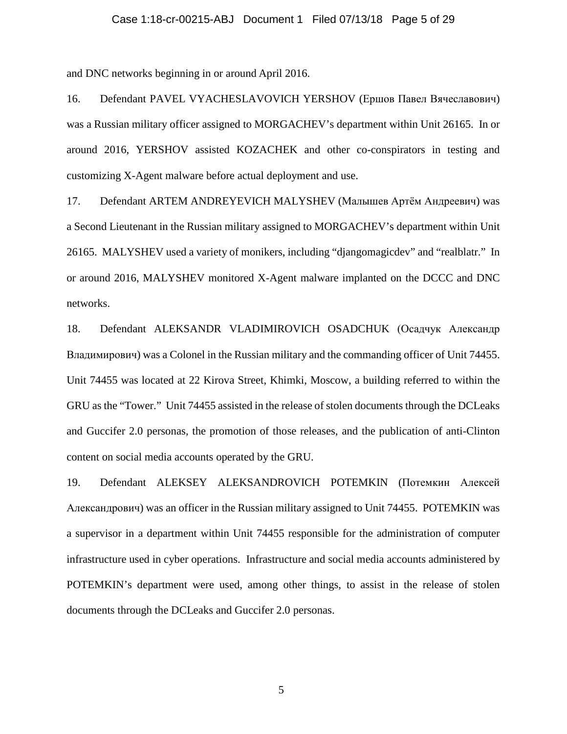and DNC networks beginning in or around April 2016.

16. Defendant PAVEL VYACHESLAVOVICH YERSHOV (Ершов Павел Вячеславович) was a Russian military officer assigned to MORGACHEV's department within Unit 26165. In or around 2016, YERSHOV assisted KOZACHEK and other co-conspirators in testing and customizing X-Agent malware before actual deployment and use.

17. Defendant ARTEM ANDREYEVICH MALYSHEV (Малышев Артём Андреевич) was a Second Lieutenant in the Russian military assigned to MORGACHEV's department within Unit 26165. MALYSHEV used a variety of monikers, including "djangomagicdev" and "realblatr." In or around 2016, MALYSHEV monitored X-Agent malware implanted on the DCCC and DNC networks.

18. Defendant ALEKSANDR VLADIMIROVICH OSADCHUK (Осадчук Александр Владимирович) was a Colonel in the Russian military and the commanding officer of Unit 74455. Unit 74455 was located at 22 Kirova Street, Khimki, Moscow, a building referred to within the GRU as the "Tower." Unit 74455 assisted in the release of stolen documents through the DCLeaks and Guccifer 2.0 personas, the promotion of those releases, and the publication of anti-Clinton content on social media accounts operated by the GRU.

19. Defendant ALEKSEY ALEKSANDROVICH POTEMKIN (Потемкин Алексей Александрович) was an officer in the Russian military assigned to Unit 74455. POTEMKIN was a supervisor in a department within Unit 74455 responsible for the administration of computer infrastructure used in cyber operations. Infrastructure and social media accounts administered by POTEMKIN's department were used, among other things, to assist in the release of stolen documents through the DCLeaks and Guccifer 2.0 personas.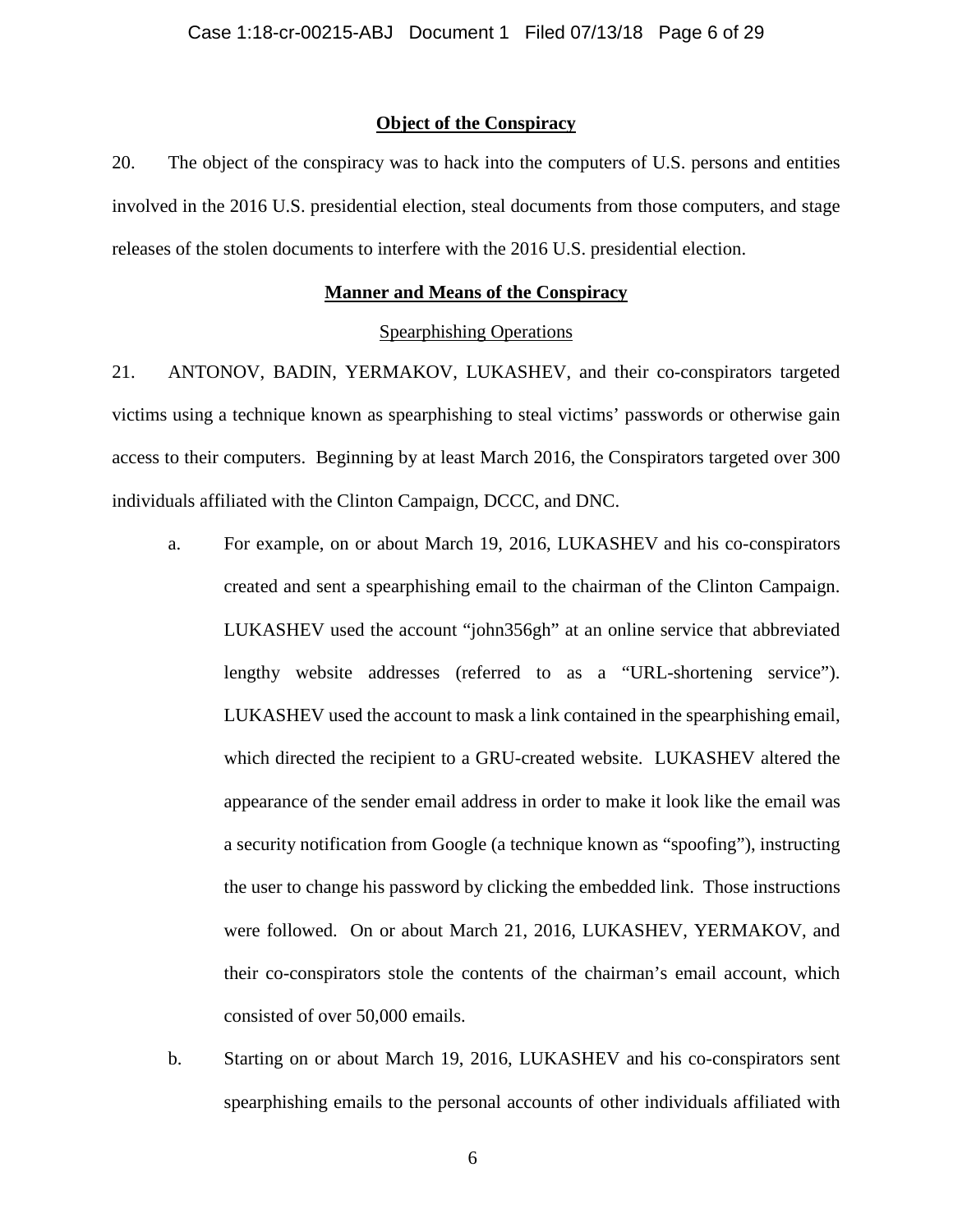**Object of the Conspiracy**

20. The object of the conspiracy was to hack into the computers of U.S. persons and entities involved in the 2016 U.S. presidential election, steal documents from those computers, and stage releases of the stolen documents to interfere with the 2016 U.S. presidential election.

**Manner and Means of the Conspiracy**

Spearphishing Operations

21. ANTONOV, BADIN, YERMAKOV, LUKASHEV, and their co-conspirators targeted victims using a technique known as spearphishing to steal victims' passwords or otherwise gain access to their computers. Beginning by at least March 2016, the Conspirators targeted over 300 individuals affiliated with the Clinton Campaign, DCCC, and DNC.

a. For example, on or about March 19, 2016, LUKASHEV and his co-conspirators created and sent a spearphishing email to the chairman of the Clinton Campaign. LUKASHEV used the account "john356gh" at an online service that abbreviated lengthy website addresses (referred to as a "URL-shortening service"). LUKASHEV used the account to mask a link contained in the spearphishing email, which directed the recipient to a GRU-created website. LUKASHEV altered the appearance of the sender email address in order to make it look like the email was a security notification from Google (a technique known as "spoofing"), instructing the user to change his password by clicking the embedded link. Those instructions were followed. On or about March 21, 2016, LUKASHEV, YERMAKOV, and their co-conspirators stole the contents of the chairman's email account, which consisted of over 50,000 emails.

b. Starting on or about March 19, 2016, LUKASHEV and his co-conspirators sent spearphishing emails to the personal accounts of other individuals affiliated with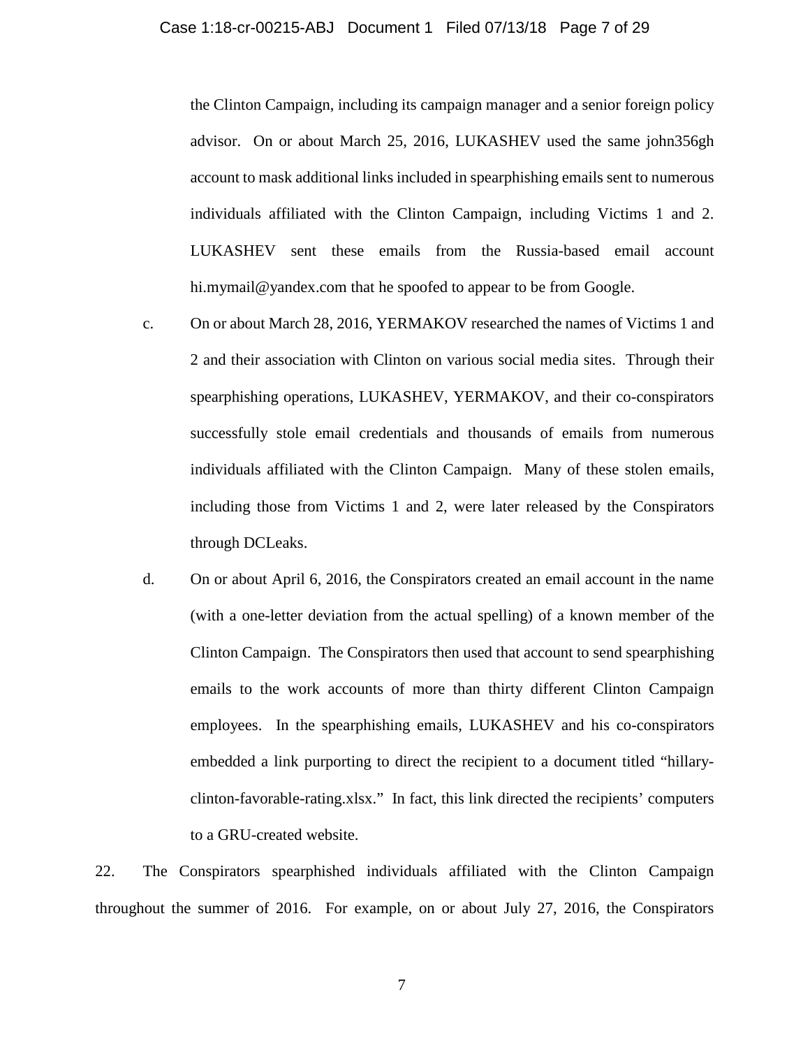the Clinton Campaign, including its campaign manager and a senior foreign policy advisor. On or about March 25, 2016, LUKASHEV used the same john356gh account to mask additional links included in spearphishing emails sent to numerous individuals affiliated with the Clinton Campaign, including Victims 1 and 2. LUKASHEV sent these emails from the Russia-based email account hi.mymail@yandex.com that he spoofed to appear to be from Google.

c. On or about March 28, 2016, YERMAKOV researched the names of Victims 1 and 2 and their association with Clinton on various social media sites. Through their spearphishing operations, LUKASHEV, YERMAKOV, and their co-conspirators successfully stole email credentials and thousands of emails from numerous individuals affiliated with the Clinton Campaign. Many of these stolen emails, including those from Victims 1 and 2, were later released by the Conspirators through DCLeaks.

d. On or about April 6, 2016, the Conspirators created an email account in the name (with a one-letter deviation from the actual spelling) of a known member of the Clinton Campaign. The Conspirators then used that account to send spearphishing emails to the work accounts of more than thirty different Clinton Campaign employees. In the spearphishing emails, LUKASHEV and his co-conspirators embedded a link purporting to direct the recipient to a document titled "hillary-clinton-favorable-rating.xlsx." In fact, this link directed the recipients' computers to a GRU-created website.

22. The Conspirators spearphished individuals affiliated with the Clinton Campaign throughout the summer of 2016. For example, on or about July 27, 2016, the Conspirators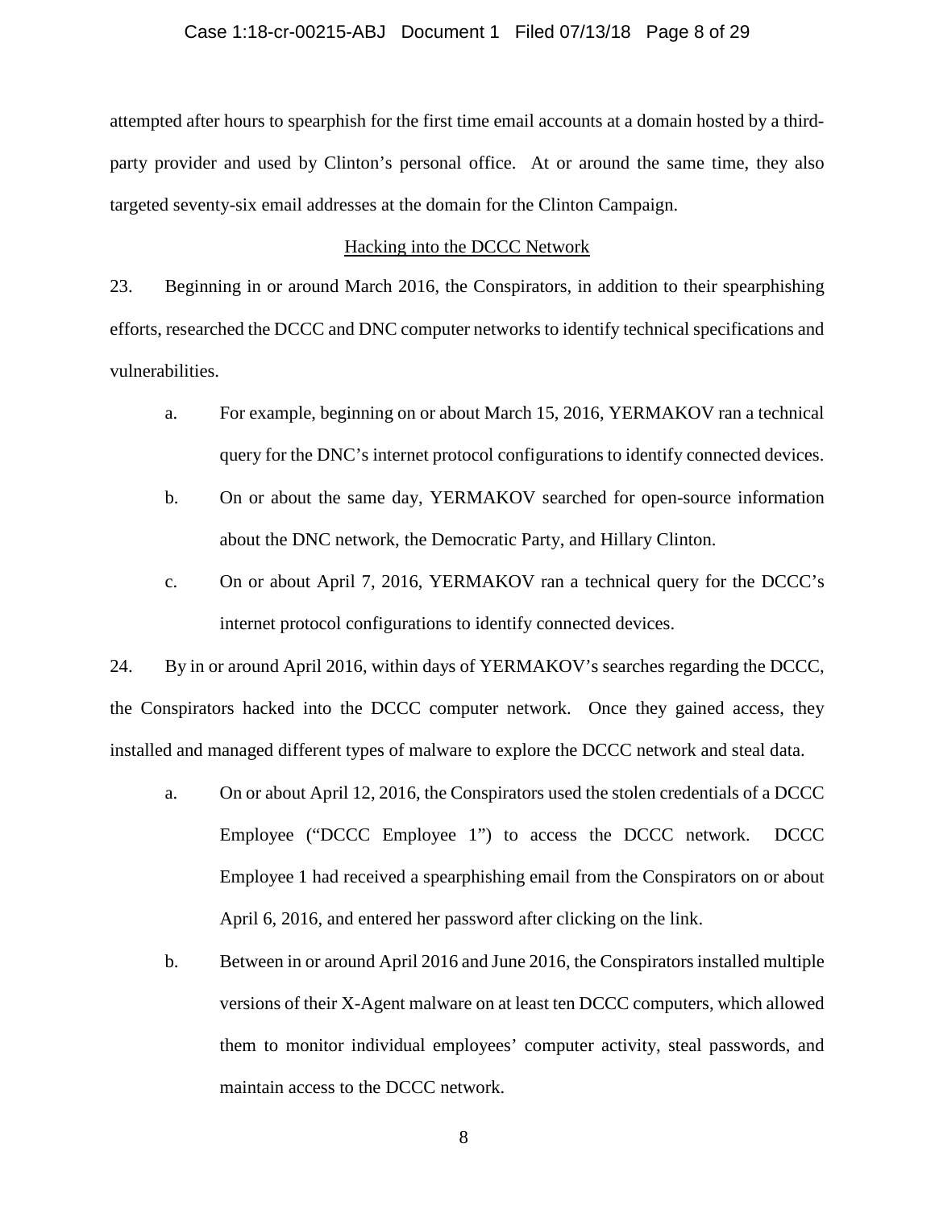attempted after hours to spearphish for the first time email accounts at a domain hosted by a third-party provider and used by Clinton's personal office. At or around the same time, they also targeted seventy-six email addresses at the domain for the Clinton Campaign.

## Hacking into the DCCC Network

23. Beginning in or around March 2016, the Conspirators, in addition to their spearphishing efforts, researched the DCCC and DNC computer networks to identify technical specifications and vulnerabilities.

   a. For example, beginning on or about March 15, 2016, YERMAKOV ran a technical query for the DNC's internet protocol configurations to identify connected devices.

   b. On or about the same day, YERMAKOV searched for open-source information about the DNC network, the Democratic Party, and Hillary Clinton.

   c. On or about April 7, 2016, YERMAKOV ran a technical query for the DCCC's internet protocol configurations to identify connected devices.

24. By in or around April 2016, within days of YERMAKOV's searches regarding the DCCC, the Conspirators hacked into the DCCC computer network. Once they gained access, they installed and managed different types of malware to explore the DCCC network and steal data.

   a. On or about April 12, 2016, the Conspirators used the stolen credentials of a DCCC Employee ("DCCC Employee 1") to access the DCCC network. DCCC Employee 1 had received a spearphishing email from the Conspirators on or about April 6, 2016, and entered her password after clicking on the link.

   b. Between in or around April 2016 and June 2016, the Conspirators installed multiple versions of their X-Agent malware on at least ten DCCC computers, which allowed them to monitor individual employees' computer activity, steal passwords, and maintain access to the DCCC network.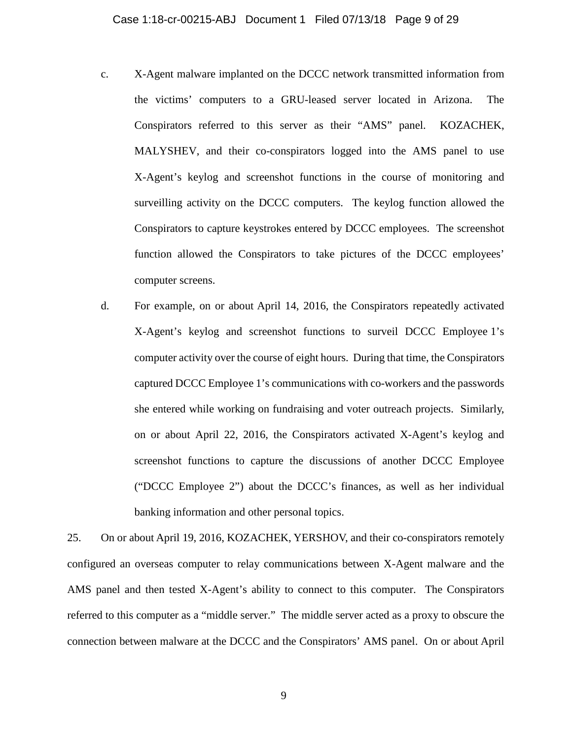c. X-Agent malware implanted on the DCCC network transmitted information from the victims' computers to a GRU-leased server located in Arizona. The Conspirators referred to this server as their "AMS" panel. KOZACHEK, MALYSHEV, and their co-conspirators logged into the AMS panel to use X-Agent's keylog and screenshot functions in the course of monitoring and surveilling activity on the DCCC computers. The keylog function allowed the Conspirators to capture keystrokes entered by DCCC employees. The screenshot function allowed the Conspirators to take pictures of the DCCC employees' computer screens.

d. For example, on or about April 14, 2016, the Conspirators repeatedly activated X-Agent's keylog and screenshot functions to surveil DCCC Employee 1's computer activity over the course of eight hours. During that time, the Conspirators captured DCCC Employee 1's communications with co-workers and the passwords she entered while working on fundraising and voter outreach projects. Similarly, on or about April 22, 2016, the Conspirators activated X-Agent's keylog and screenshot functions to capture the discussions of another DCCC Employee ("DCCC Employee 2") about the DCCC's finances, as well as her individual banking information and other personal topics.

25. On or about April 19, 2016, KOZACHEK, YERSHOV, and their co-conspirators remotely configured an overseas computer to relay communications between X-Agent malware and the AMS panel and then tested X-Agent's ability to connect to this computer. The Conspirators referred to this computer as a "middle server." The middle server acted as a proxy to obscure the connection between malware at the DCCC and the Conspirators' AMS panel. On or about April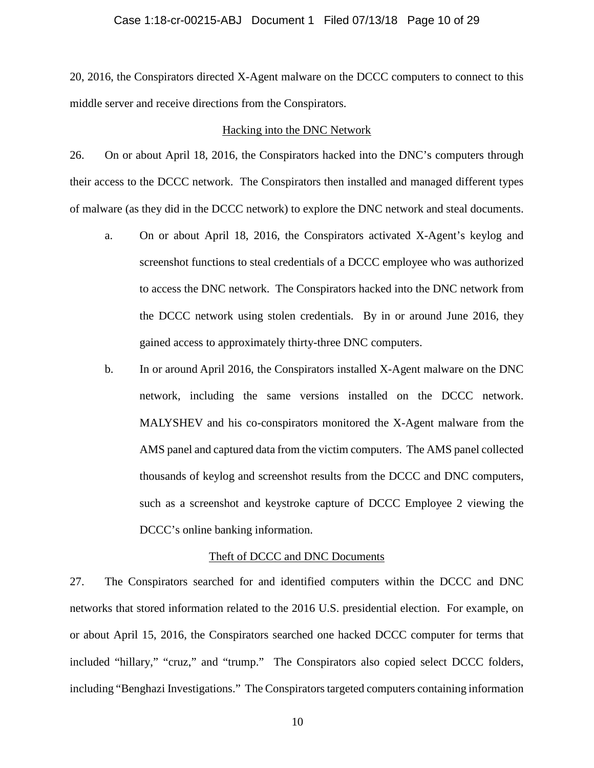20, 2016, the Conspirators directed X-Agent malware on the DCCC computers to connect to this middle server and receive directions from the Conspirators.

<u>Hacking into the DNC Network</u>

26. On or about April 18, 2016, the Conspirators hacked into the DNC's computers through their access to the DCCC network. The Conspirators then installed and managed different types of malware (as they did in the DCCC network) to explore the DNC network and steal documents.

a. On or about April 18, 2016, the Conspirators activated X-Agent's keylog and screenshot functions to steal credentials of a DCCC employee who was authorized to access the DNC network. The Conspirators hacked into the DNC network from the DCCC network using stolen credentials. By in or around June 2016, they gained access to approximately thirty-three DNC computers.

b. In or around April 2016, the Conspirators installed X-Agent malware on the DNC network, including the same versions installed on the DCCC network. MALYSHEV and his co-conspirators monitored the X-Agent malware from the AMS panel and captured data from the victim computers. The AMS panel collected thousands of keylog and screenshot results from the DCCC and DNC computers, such as a screenshot and keystroke capture of DCCC Employee 2 viewing the DCCC's online banking information.

<u>Theft of DCCC and DNC Documents</u>

27. The Conspirators searched for and identified computers within the DCCC and DNC networks that stored information related to the 2016 U.S. presidential election. For example, on or about April 15, 2016, the Conspirators searched one hacked DCCC computer for terms that included "hillary," "cruz," and "trump." The Conspirators also copied select DCCC folders, including "Benghazi Investigations." The Conspirators targeted computers containing information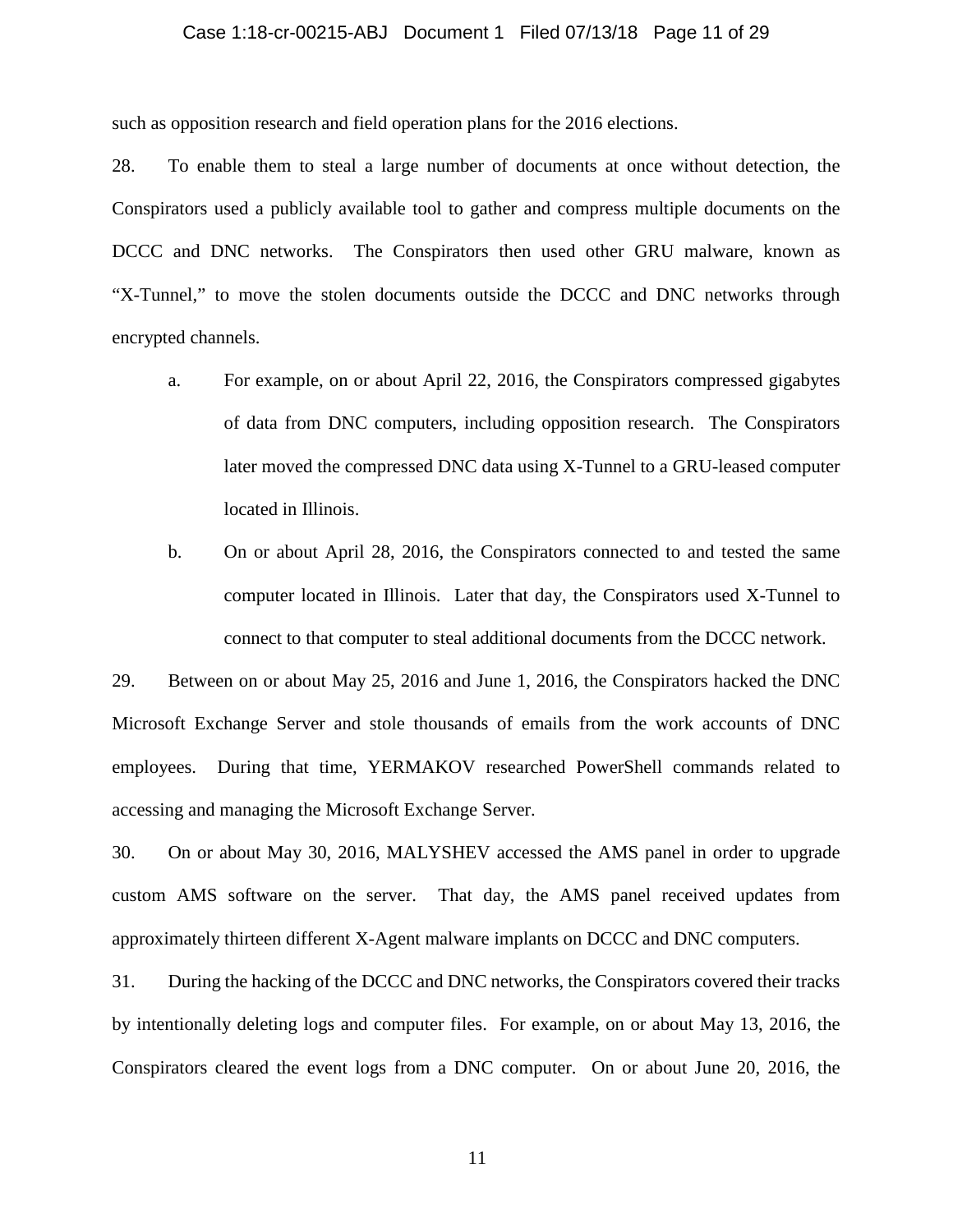such as opposition research and field operation plans for the 2016 elections.

28. To enable them to steal a large number of documents at once without detection, the Conspirators used a publicly available tool to gather and compress multiple documents on the DCCC and DNC networks. The Conspirators then used other GRU malware, known as "X-Tunnel," to move the stolen documents outside the DCCC and DNC networks through encrypted channels.

   a. For example, on or about April 22, 2016, the Conspirators compressed gigabytes of data from DNC computers, including opposition research. The Conspirators later moved the compressed DNC data using X-Tunnel to a GRU-leased computer located in Illinois.

   b. On or about April 28, 2016, the Conspirators connected to and tested the same computer located in Illinois. Later that day, the Conspirators used X-Tunnel to connect to that computer to steal additional documents from the DCCC network.

29. Between on or about May 25, 2016 and June 1, 2016, the Conspirators hacked the DNC Microsoft Exchange Server and stole thousands of emails from the work accounts of DNC employees. During that time, YERMAKOV researched PowerShell commands related to accessing and managing the Microsoft Exchange Server.

30. On or about May 30, 2016, MALYSHEV accessed the AMS panel in order to upgrade custom AMS software on the server. That day, the AMS panel received updates from approximately thirteen different X-Agent malware implants on DCCC and DNC computers.

31. During the hacking of the DCCC and DNC networks, the Conspirators covered their tracks by intentionally deleting logs and computer files. For example, on or about May 13, 2016, the Conspirators cleared the event logs from a DNC computer. On or about June 20, 2016, the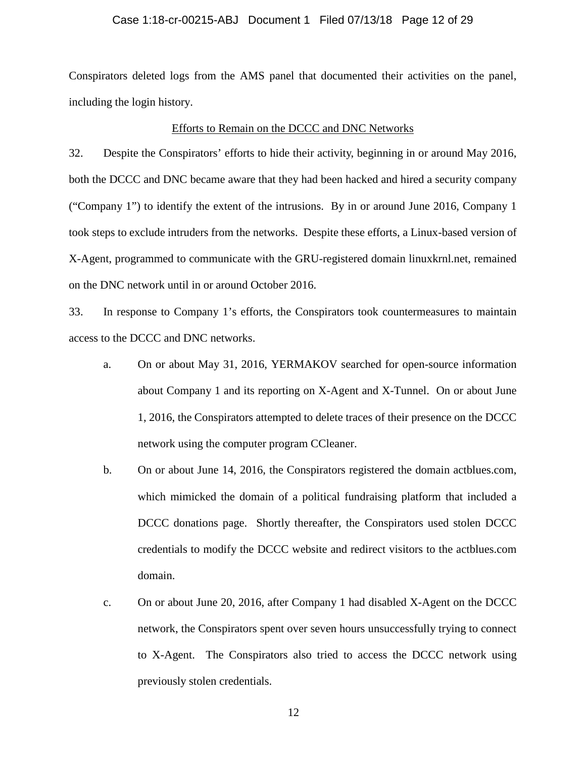Conspirators deleted logs from the AMS panel that documented their activities on the panel, including the login history.

<u>Efforts to Remain on the DCCC and DNC Networks</u>

32. Despite the Conspirators' efforts to hide their activity, beginning in or around May 2016, both the DCCC and DNC became aware that they had been hacked and hired a security company ("Company 1") to identify the extent of the intrusions. By in or around June 2016, Company 1 took steps to exclude intruders from the networks. Despite these efforts, a Linux-based version of X-Agent, programmed to communicate with the GRU-registered domain linuxkrnl.net, remained on the DNC network until in or around October 2016.

33. In response to Company 1's efforts, the Conspirators took countermeasures to maintain access to the DCCC and DNC networks.

a. On or about May 31, 2016, YERMAKOV searched for open-source information about Company 1 and its reporting on X-Agent and X-Tunnel. On or about June 1, 2016, the Conspirators attempted to delete traces of their presence on the DCCC network using the computer program CCleaner.

b. On or about June 14, 2016, the Conspirators registered the domain actblues.com, which mimicked the domain of a political fundraising platform that included a DCCC donations page. Shortly thereafter, the Conspirators used stolen DCCC credentials to modify the DCCC website and redirect visitors to the actblues.com domain.

c. On or about June 20, 2016, after Company 1 had disabled X-Agent on the DCCC network, the Conspirators spent over seven hours unsuccessfully trying to connect to X-Agent. The Conspirators also tried to access the DCCC network using previously stolen credentials.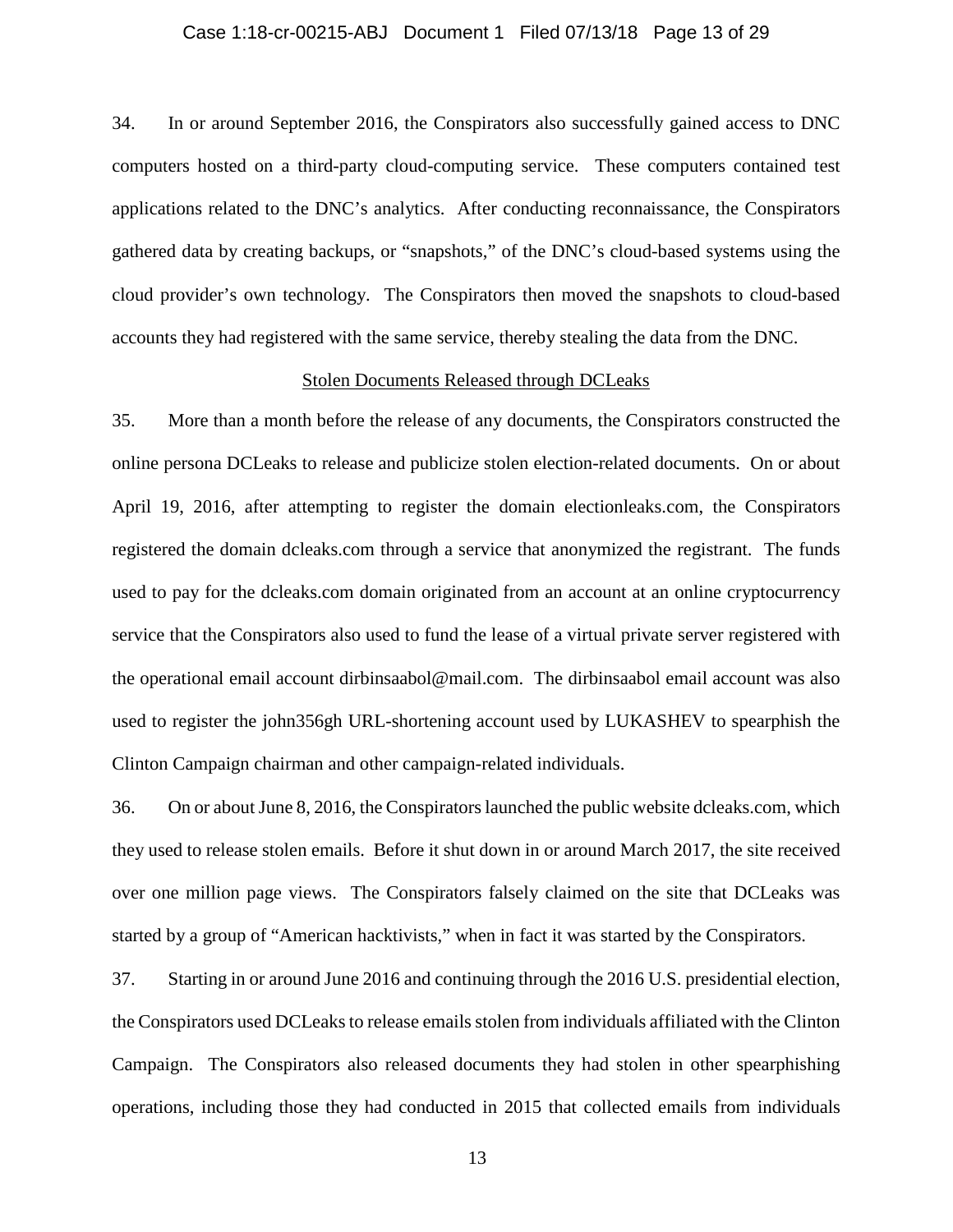34. In or around September 2016, the Conspirators also successfully gained access to DNC computers hosted on a third-party cloud-computing service. These computers contained test applications related to the DNC's analytics. After conducting reconnaissance, the Conspirators gathered data by creating backups, or "snapshots," of the DNC's cloud-based systems using the cloud provider's own technology. The Conspirators then moved the snapshots to cloud-based accounts they had registered with the same service, thereby stealing the data from the DNC.

<u>Stolen Documents Released through DCLeaks</u>

35. More than a month before the release of any documents, the Conspirators constructed the online persona DCLeaks to release and publicize stolen election-related documents. On or about April 19, 2016, after attempting to register the domain electionleaks.com, the Conspirators registered the domain dcleaks.com through a service that anonymized the registrant. The funds used to pay for the dcleaks.com domain originated from an account at an online cryptocurrency service that the Conspirators also used to fund the lease of a virtual private server registered with the operational email account dirbinsaabol@mail.com. The dirbinsaabol email account was also used to register the john356gh URL-shortening account used by LUKASHEV to spearphish the Clinton Campaign chairman and other campaign-related individuals.

36. On or about June 8, 2016, the Conspirators launched the public website dcleaks.com, which they used to release stolen emails. Before it shut down in or around March 2017, the site received over one million page views. The Conspirators falsely claimed on the site that DCLeaks was started by a group of "American hacktivists," when in fact it was started by the Conspirators.

37. Starting in or around June 2016 and continuing through the 2016 U.S. presidential election, the Conspirators used DCLeaks to release emails stolen from individuals affiliated with the Clinton Campaign. The Conspirators also released documents they had stolen in other spearphishing operations, including those they had conducted in 2015 that collected emails from individuals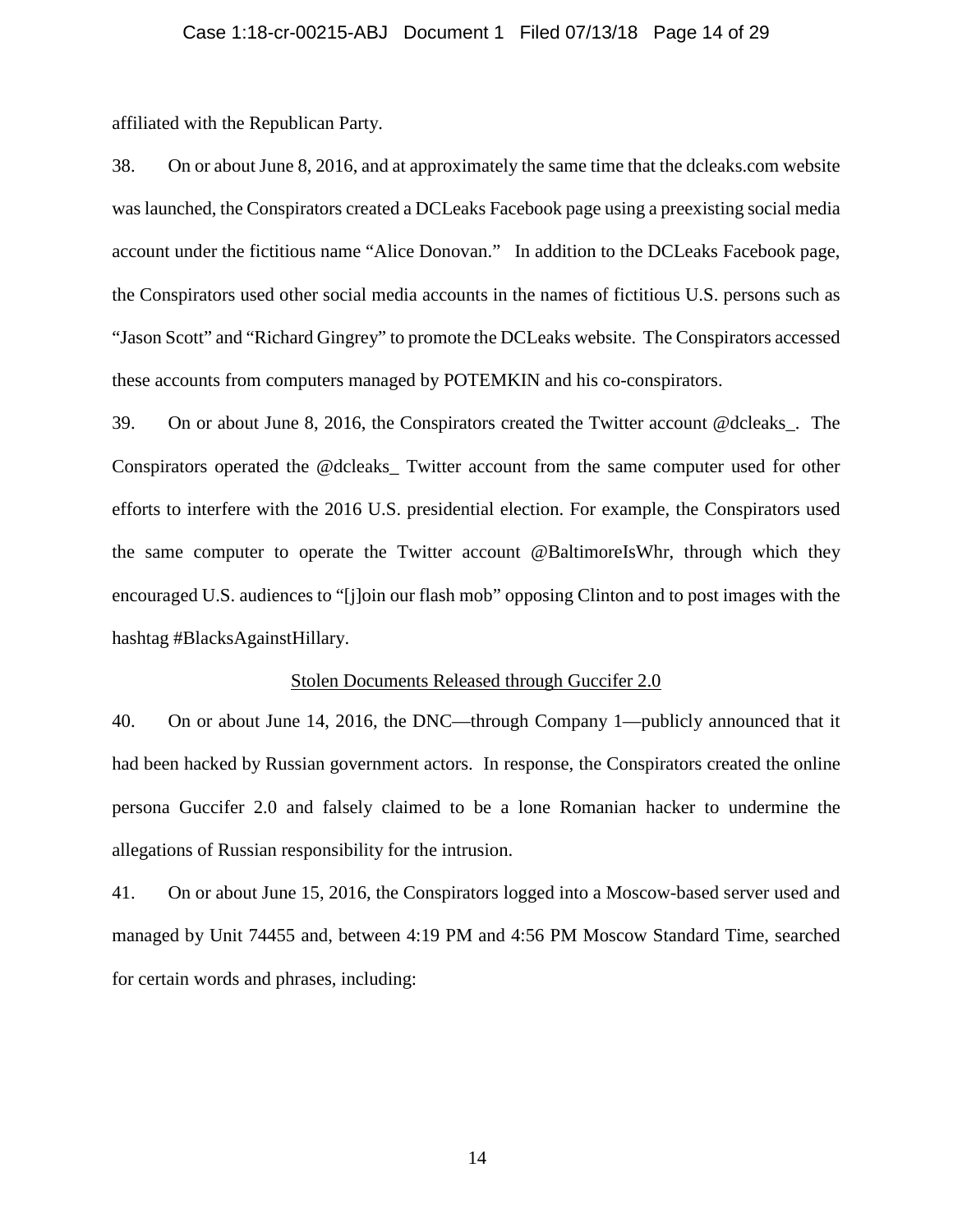affiliated with the Republican Party.

38. On or about June 8, 2016, and at approximately the same time that the dcleaks.com website was launched, the Conspirators created a DCLeaks Facebook page using a preexisting social media account under the fictitious name "Alice Donovan." In addition to the DCLeaks Facebook page, the Conspirators used other social media accounts in the names of fictitious U.S. persons such as "Jason Scott" and "Richard Gingrey" to promote the DCLeaks website. The Conspirators accessed these accounts from computers managed by POTEMKIN and his co-conspirators.

39. On or about June 8, 2016, the Conspirators created the Twitter account @dcleaks_. The Conspirators operated the @dcleaks_ Twitter account from the same computer used for other efforts to interfere with the 2016 U.S. presidential election. For example, the Conspirators used the same computer to operate the Twitter account @BaltimoreIsWhr, through which they encouraged U.S. audiences to "[j]oin our flash mob" opposing Clinton and to post images with the hashtag #BlacksAgainstHillary.

<u>Stolen Documents Released through Guccifer 2.0</u>

40. On or about June 14, 2016, the DNC—through Company 1—publicly announced that it had been hacked by Russian government actors. In response, the Conspirators created the online persona Guccifer 2.0 and falsely claimed to be a lone Romanian hacker to undermine the allegations of Russian responsibility for the intrusion.

41. On or about June 15, 2016, the Conspirators logged into a Moscow-based server used and managed by Unit 74455 and, between 4:19 PM and 4:56 PM Moscow Standard Time, searched for certain words and phrases, including: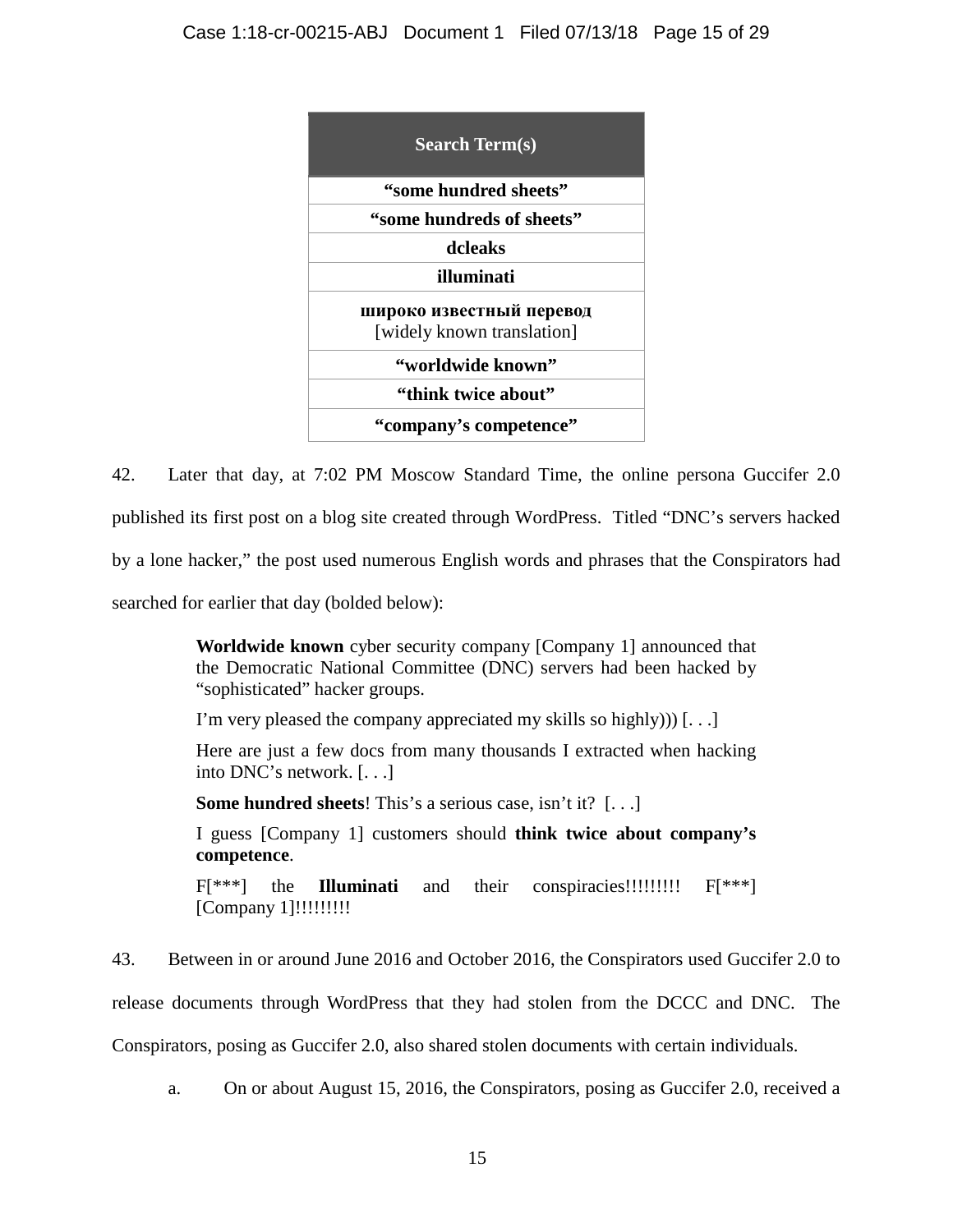| Search Term(s) |
|---|
| **"some hundred sheets"** |
| **"some hundreds of sheets"** |
| **dcleaks** |
| **illuminati** |
| **широко известный перевод** [widely known translation] |
| **"worldwide known"** |
| **"think twice about"** |
| **"company's competence"** |

42. Later that day, at 7:02 PM Moscow Standard Time, the online persona Guccifer 2.0 published its first post on a blog site created through WordPress. Titled "DNC's servers hacked by a lone hacker," the post used numerous English words and phrases that the Conspirators had searched for earlier that day (bolded below):

> **Worldwide known** cyber security company [Company 1] announced that the Democratic National Committee (DNC) servers had been hacked by "sophisticated" hacker groups.
>
> I'm very pleased the company appreciated my skills so highly))) [. . .]
>
> Here are just a few docs from many thousands I extracted when hacking into DNC's network. [. . .]
>
> **Some hundred sheets**! This's a serious case, isn't it? [. . .]
>
> I guess [Company 1] customers should **think twice about company's competence**.
>
> F[***] the **Illuminati** and their conspiracies!!!!!!!!! F[***] [Company 1]!!!!!!!!!

43. Between in or around June 2016 and October 2016, the Conspirators used Guccifer 2.0 to release documents through WordPress that they had stolen from the DCCC and DNC. The Conspirators, posing as Guccifer 2.0, also shared stolen documents with certain individuals.

a. On or about August 15, 2016, the Conspirators, posing as Guccifer 2.0, received a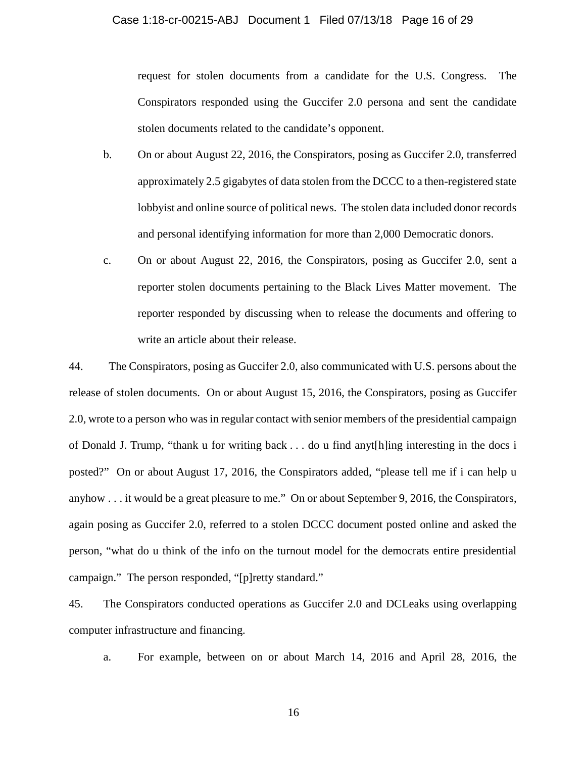request for stolen documents from a candidate for the U.S. Congress. The Conspirators responded using the Guccifer 2.0 persona and sent the candidate stolen documents related to the candidate's opponent.

b. On or about August 22, 2016, the Conspirators, posing as Guccifer 2.0, transferred approximately 2.5 gigabytes of data stolen from the DCCC to a then-registered state lobbyist and online source of political news. The stolen data included donor records and personal identifying information for more than 2,000 Democratic donors.

c. On or about August 22, 2016, the Conspirators, posing as Guccifer 2.0, sent a reporter stolen documents pertaining to the Black Lives Matter movement. The reporter responded by discussing when to release the documents and offering to write an article about their release.

44. The Conspirators, posing as Guccifer 2.0, also communicated with U.S. persons about the release of stolen documents. On or about August 15, 2016, the Conspirators, posing as Guccifer 2.0, wrote to a person who was in regular contact with senior members of the presidential campaign of Donald J. Trump, "thank u for writing back . . . do u find anyt[h]ing interesting in the docs i posted?" On or about August 17, 2016, the Conspirators added, "please tell me if i can help u anyhow . . . it would be a great pleasure to me." On or about September 9, 2016, the Conspirators, again posing as Guccifer 2.0, referred to a stolen DCCC document posted online and asked the person, "what do u think of the info on the turnout model for the democrats entire presidential campaign." The person responded, "[p]retty standard."

45. The Conspirators conducted operations as Guccifer 2.0 and DCLeaks using overlapping computer infrastructure and financing.

a. For example, between on or about March 14, 2016 and April 28, 2016, the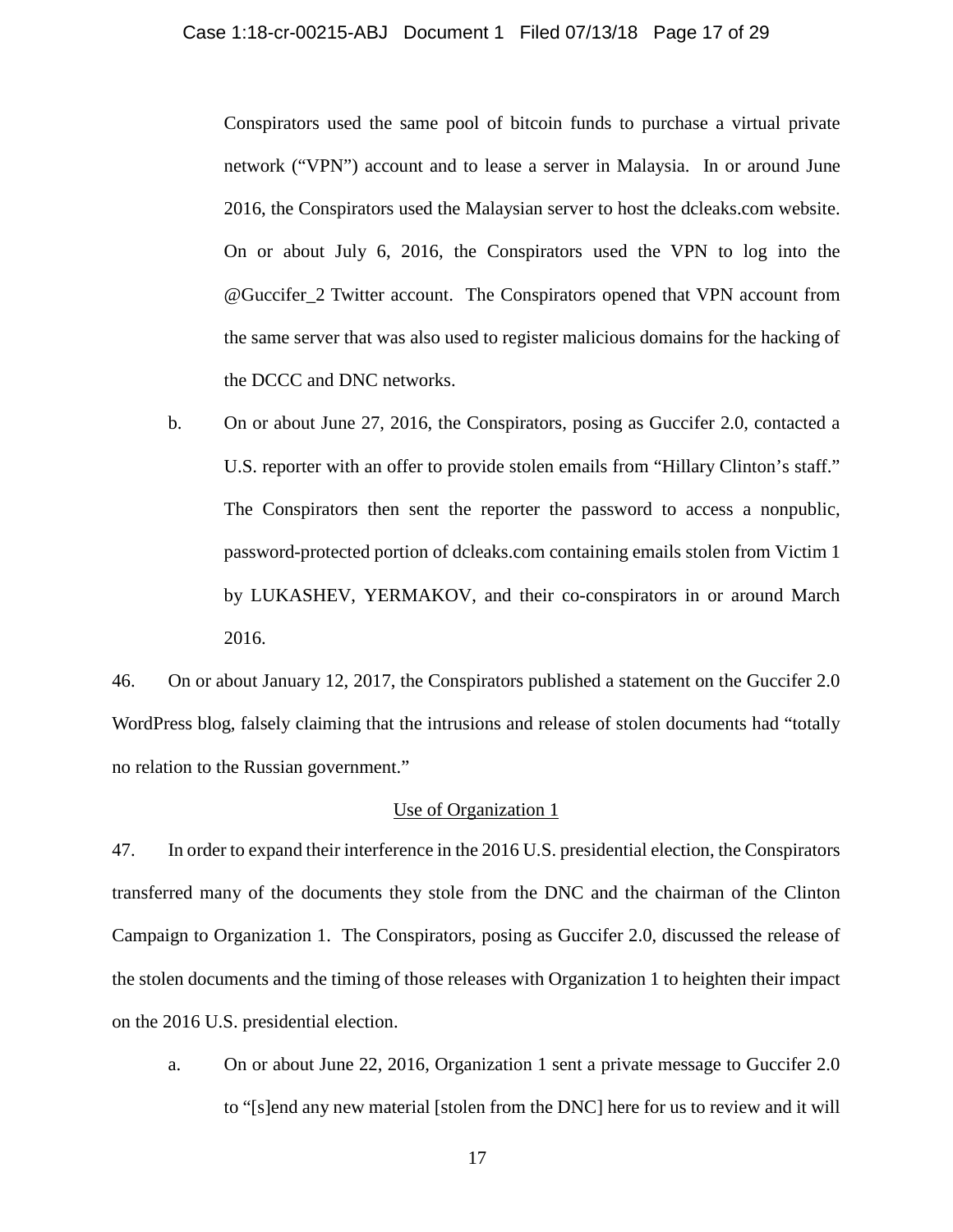Conspirators used the same pool of bitcoin funds to purchase a virtual private network ("VPN") account and to lease a server in Malaysia. In or around June 2016, the Conspirators used the Malaysian server to host the dcleaks.com website. On or about July 6, 2016, the Conspirators used the VPN to log into the @Guccifer_2 Twitter account. The Conspirators opened that VPN account from the same server that was also used to register malicious domains for the hacking of the DCCC and DNC networks.

b. On or about June 27, 2016, the Conspirators, posing as Guccifer 2.0, contacted a U.S. reporter with an offer to provide stolen emails from "Hillary Clinton's staff." The Conspirators then sent the reporter the password to access a nonpublic, password-protected portion of dcleaks.com containing emails stolen from Victim 1 by LUKASHEV, YERMAKOV, and their co-conspirators in or around March 2016.

46. On or about January 12, 2017, the Conspirators published a statement on the Guccifer 2.0 WordPress blog, falsely claiming that the intrusions and release of stolen documents had "totally no relation to the Russian government."

<u>Use of Organization 1</u>

47. In order to expand their interference in the 2016 U.S. presidential election, the Conspirators transferred many of the documents they stole from the DNC and the chairman of the Clinton Campaign to Organization 1. The Conspirators, posing as Guccifer 2.0, discussed the release of the stolen documents and the timing of those releases with Organization 1 to heighten their impact on the 2016 U.S. presidential election.

a. On or about June 22, 2016, Organization 1 sent a private message to Guccifer 2.0 to "[s]end any new material [stolen from the DNC] here for us to review and it will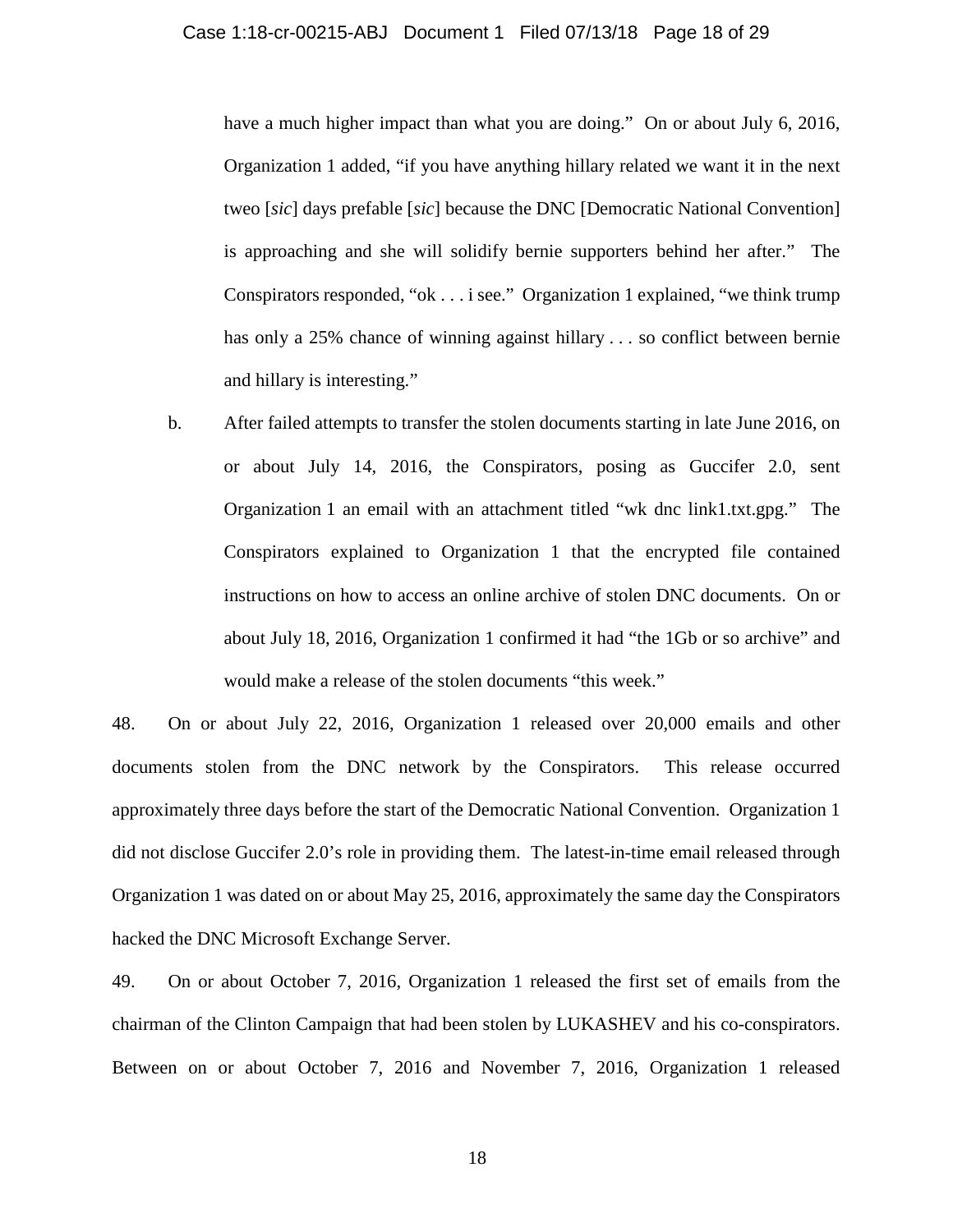have a much higher impact than what you are doing." On or about July 6, 2016, Organization 1 added, "if you have anything hillary related we want it in the next tweo [*sic*] days prefable [*sic*] because the DNC [Democratic National Convention] is approaching and she will solidify bernie supporters behind her after." The Conspirators responded, "ok . . . i see." Organization 1 explained, "we think trump has only a 25% chance of winning against hillary . . . so conflict between bernie and hillary is interesting."

b. After failed attempts to transfer the stolen documents starting in late June 2016, on or about July 14, 2016, the Conspirators, posing as Guccifer 2.0, sent Organization 1 an email with an attachment titled "wk dnc link1.txt.gpg." The Conspirators explained to Organization 1 that the encrypted file contained instructions on how to access an online archive of stolen DNC documents. On or about July 18, 2016, Organization 1 confirmed it had "the 1Gb or so archive" and would make a release of the stolen documents "this week."

48. On or about July 22, 2016, Organization 1 released over 20,000 emails and other documents stolen from the DNC network by the Conspirators. This release occurred approximately three days before the start of the Democratic National Convention. Organization 1 did not disclose Guccifer 2.0's role in providing them. The latest-in-time email released through Organization 1 was dated on or about May 25, 2016, approximately the same day the Conspirators hacked the DNC Microsoft Exchange Server.

49. On or about October 7, 2016, Organization 1 released the first set of emails from the chairman of the Clinton Campaign that had been stolen by LUKASHEV and his co-conspirators. Between on or about October 7, 2016 and November 7, 2016, Organization 1 released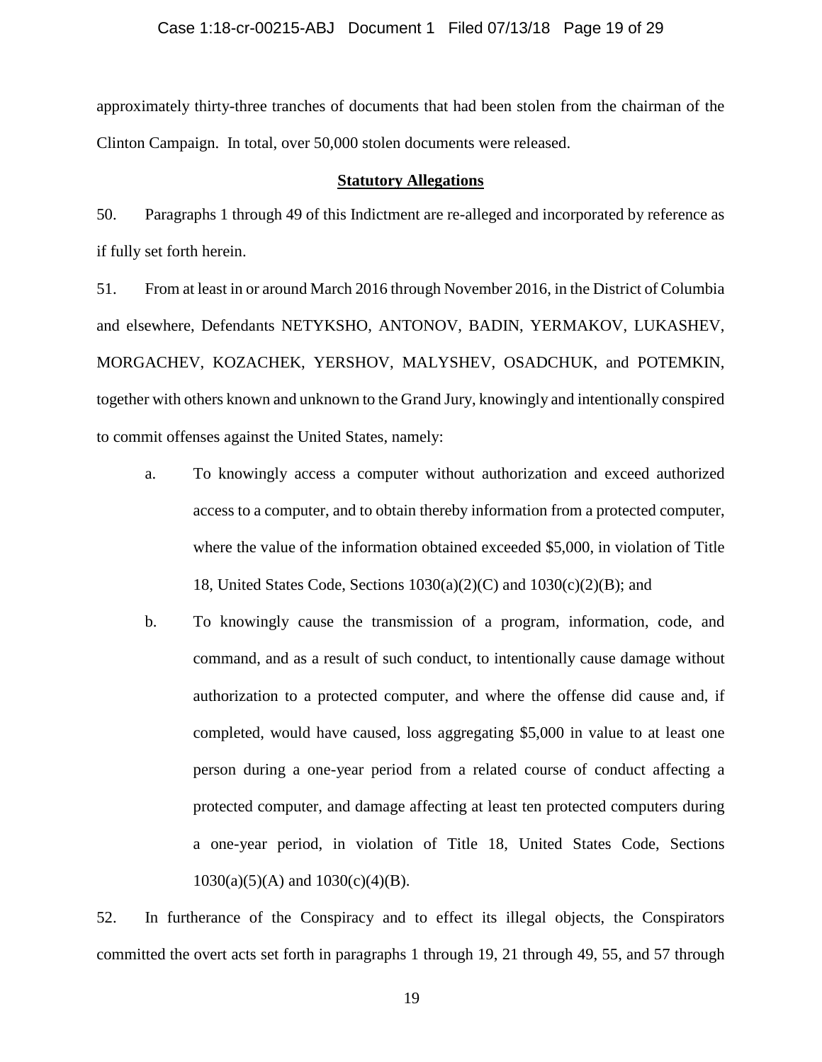approximately thirty-three tranches of documents that had been stolen from the chairman of the Clinton Campaign. In total, over 50,000 stolen documents were released.

## **Statutory Allegations**

50. Paragraphs 1 through 49 of this Indictment are re-alleged and incorporated by reference as if fully set forth herein.

51. From at least in or around March 2016 through November 2016, in the District of Columbia and elsewhere, Defendants NETYKSHO, ANTONOV, BADIN, YERMAKOV, LUKASHEV, MORGACHEV, KOZACHEK, YERSHOV, MALYSHEV, OSADCHUK, and POTEMKIN, together with others known and unknown to the Grand Jury, knowingly and intentionally conspired to commit offenses against the United States, namely:

a. To knowingly access a computer without authorization and exceed authorized access to a computer, and to obtain thereby information from a protected computer, where the value of the information obtained exceeded $5,000, in violation of Title 18, United States Code, Sections 1030(a)(2)(C) and 1030(c)(2)(B); and

b. To knowingly cause the transmission of a program, information, code, and command, and as a result of such conduct, to intentionally cause damage without authorization to a protected computer, and where the offense did cause and, if completed, would have caused, loss aggregating $5,000 in value to at least one person during a one-year period from a related course of conduct affecting a protected computer, and damage affecting at least ten protected computers during a one-year period, in violation of Title 18, United States Code, Sections 1030(a)(5)(A) and 1030(c)(4)(B).

52. In furtherance of the Conspiracy and to effect its illegal objects, the Conspirators committed the overt acts set forth in paragraphs 1 through 19, 21 through 49, 55, and 57 through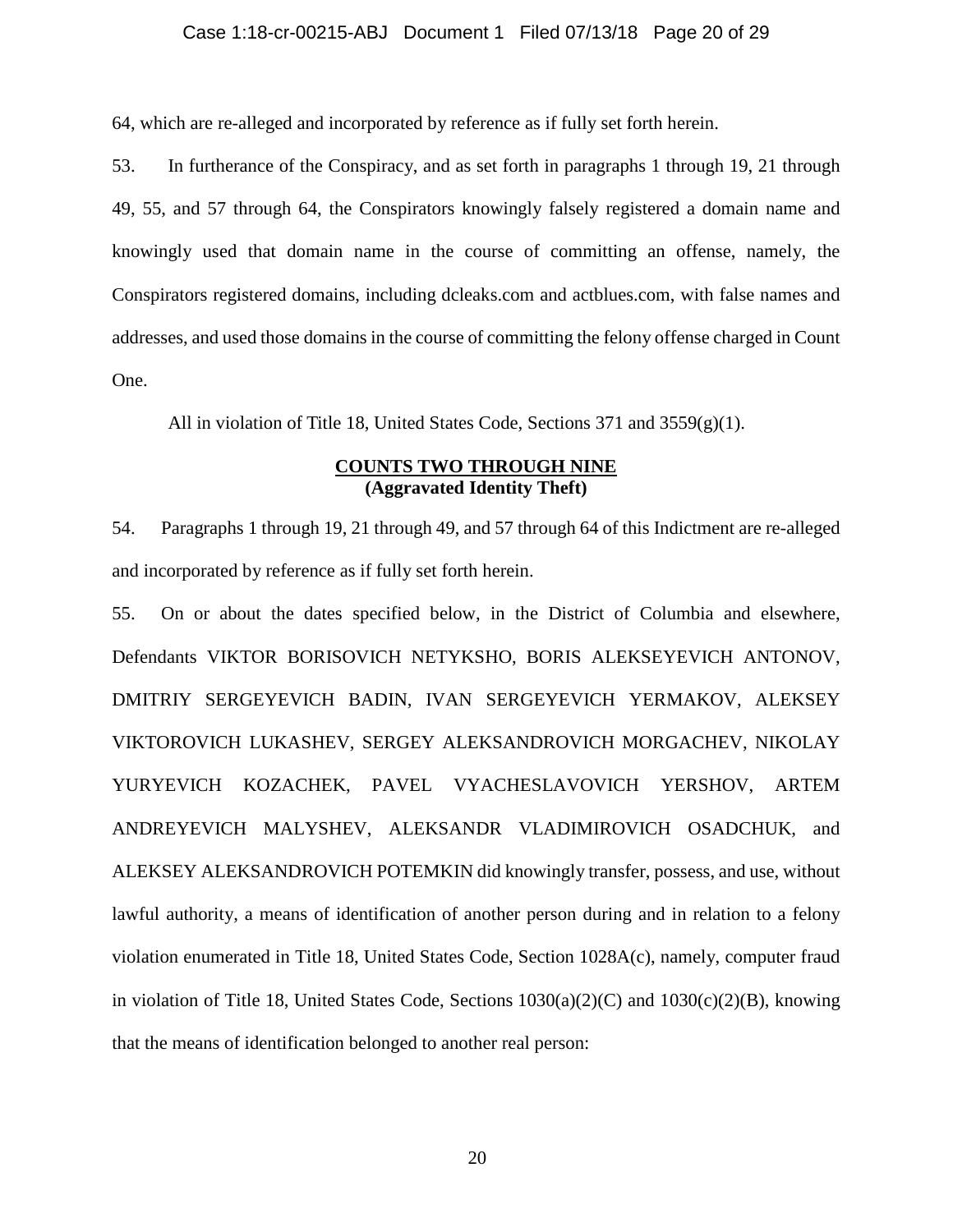64, which are re-alleged and incorporated by reference as if fully set forth herein.

53. In furtherance of the Conspiracy, and as set forth in paragraphs 1 through 19, 21 through 49, 55, and 57 through 64, the Conspirators knowingly falsely registered a domain name and knowingly used that domain name in the course of committing an offense, namely, the Conspirators registered domains, including dcleaks.com and actblues.com, with false names and addresses, and used those domains in the course of committing the felony offense charged in Count One.

All in violation of Title 18, United States Code, Sections 371 and 3559(g)(1).

## COUNTS TWO THROUGH NINE
**(Aggravated Identity Theft)**

54. Paragraphs 1 through 19, 21 through 49, and 57 through 64 of this Indictment are re-alleged and incorporated by reference as if fully set forth herein.

55. On or about the dates specified below, in the District of Columbia and elsewhere, Defendants VIKTOR BORISOVICH NETYKSHO, BORIS ALEKSEYEVICH ANTONOV, DMITRIY SERGEYEVICH BADIN, IVAN SERGEYEVICH YERMAKOV, ALEKSEY VIKTOROVICH LUKASHEV, SERGEY ALEKSANDROVICH MORGACHEV, NIKOLAY YURYEVICH KOZACHEK, PAVEL VYACHESLAVOVICH YERSHOV, ARTEM ANDREYEVICH MALYSHEV, ALEKSANDR VLADIMIROVICH OSADCHUK, and ALEKSEY ALEKSANDROVICH POTEMKIN did knowingly transfer, possess, and use, without lawful authority, a means of identification of another person during and in relation to a felony violation enumerated in Title 18, United States Code, Section 1028A(c), namely, computer fraud in violation of Title 18, United States Code, Sections 1030(a)(2)(C) and 1030(c)(2)(B), knowing that the means of identification belonged to another real person: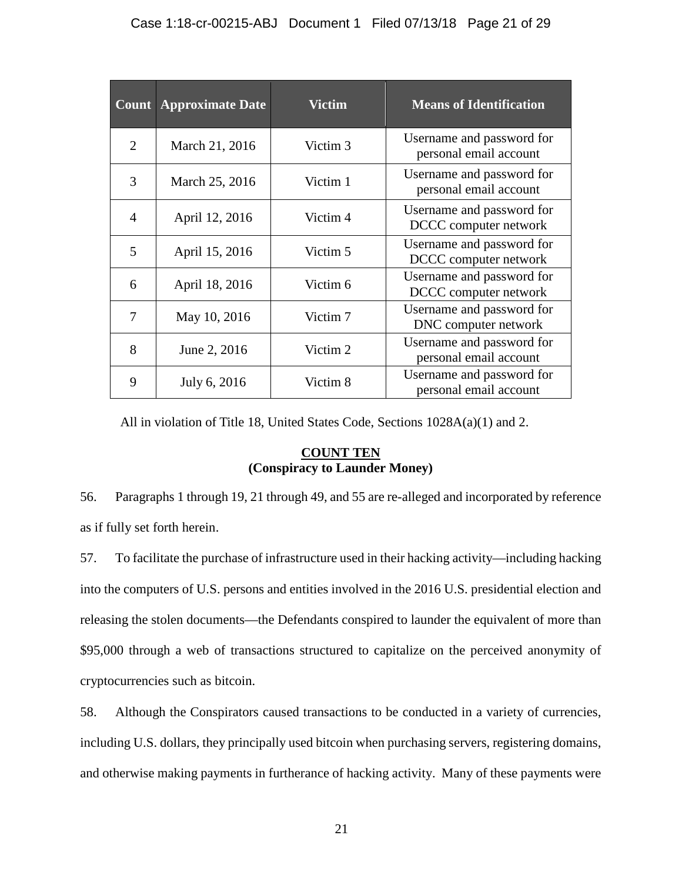| Count | Approximate Date | Victim | Means of Identification |
|---|---|---|---|
| 2 | March 21, 2016 | Victim 3 | Username and password for personal email account |
| 3 | March 25, 2016 | Victim 1 | Username and password for personal email account |
| 4 | April 12, 2016 | Victim 4 | Username and password for DCCC computer network |
| 5 | April 15, 2016 | Victim 5 | Username and password for DCCC computer network |
| 6 | April 18, 2016 | Victim 6 | Username and password for DCCC computer network |
| 7 | May 10, 2016 | Victim 7 | Username and password for DNC computer network |
| 8 | June 2, 2016 | Victim 2 | Username and password for personal email account |
| 9 | July 6, 2016 | Victim 8 | Username and password for personal email account |

All in violation of Title 18, United States Code, Sections 1028A(a)(1) and 2.

**COUNT TEN**
**(Conspiracy to Launder Money)**

56. Paragraphs 1 through 19, 21 through 49, and 55 are re-alleged and incorporated by reference as if fully set forth herein.

57. To facilitate the purchase of infrastructure used in their hacking activity—including hacking into the computers of U.S. persons and entities involved in the 2016 U.S. presidential election and releasing the stolen documents—the Defendants conspired to launder the equivalent of more than $95,000 through a web of transactions structured to capitalize on the perceived anonymity of cryptocurrencies such as bitcoin.

58. Although the Conspirators caused transactions to be conducted in a variety of currencies, including U.S. dollars, they principally used bitcoin when purchasing servers, registering domains, and otherwise making payments in furtherance of hacking activity. Many of these payments were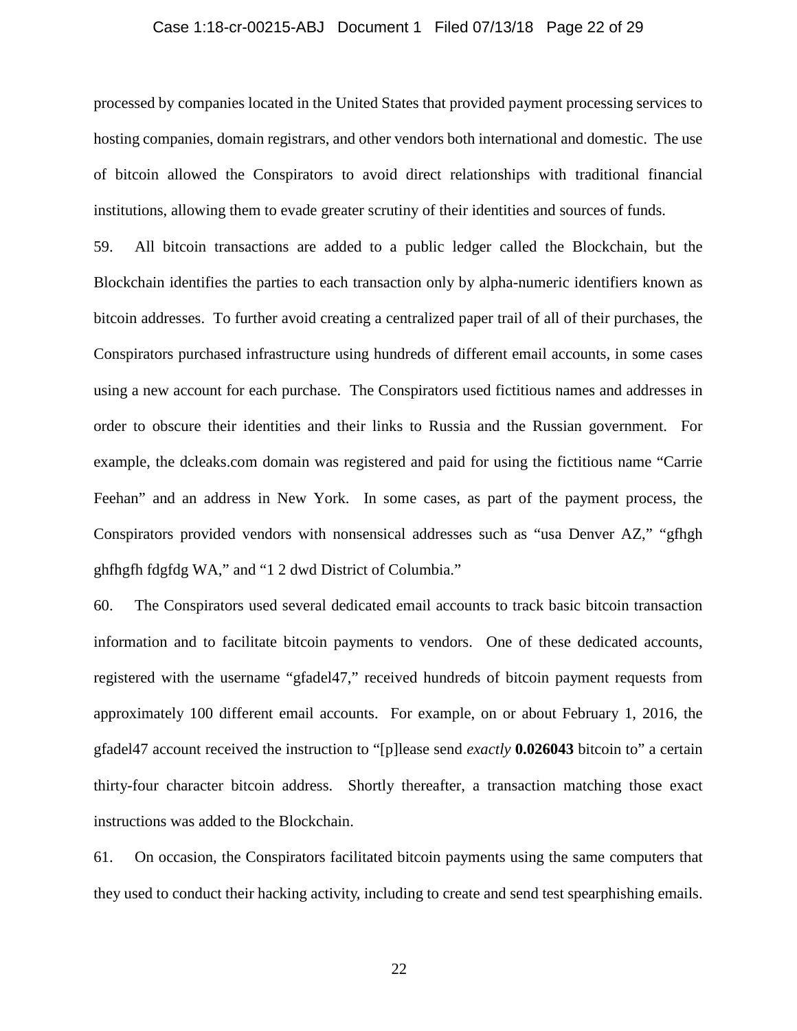processed by companies located in the United States that provided payment processing services to hosting companies, domain registrars, and other vendors both international and domestic. The use of bitcoin allowed the Conspirators to avoid direct relationships with traditional financial institutions, allowing them to evade greater scrutiny of their identities and sources of funds.

59. All bitcoin transactions are added to a public ledger called the Blockchain, but the Blockchain identifies the parties to each transaction only by alpha-numeric identifiers known as bitcoin addresses. To further avoid creating a centralized paper trail of all of their purchases, the Conspirators purchased infrastructure using hundreds of different email accounts, in some cases using a new account for each purchase. The Conspirators used fictitious names and addresses in order to obscure their identities and their links to Russia and the Russian government. For example, the dcleaks.com domain was registered and paid for using the fictitious name "Carrie Feehan" and an address in New York. In some cases, as part of the payment process, the Conspirators provided vendors with nonsensical addresses such as "usa Denver AZ," "gfhgh ghfhgfh fdgfdg WA," and "1 2 dwd District of Columbia."

60. The Conspirators used several dedicated email accounts to track basic bitcoin transaction information and to facilitate bitcoin payments to vendors. One of these dedicated accounts, registered with the username "gfadel47," received hundreds of bitcoin payment requests from approximately 100 different email accounts. For example, on or about February 1, 2016, the gfadel47 account received the instruction to "[p]lease send *exactly* **0.026043** bitcoin to" a certain thirty-four character bitcoin address. Shortly thereafter, a transaction matching those exact instructions was added to the Blockchain.

61. On occasion, the Conspirators facilitated bitcoin payments using the same computers that they used to conduct their hacking activity, including to create and send test spearphishing emails.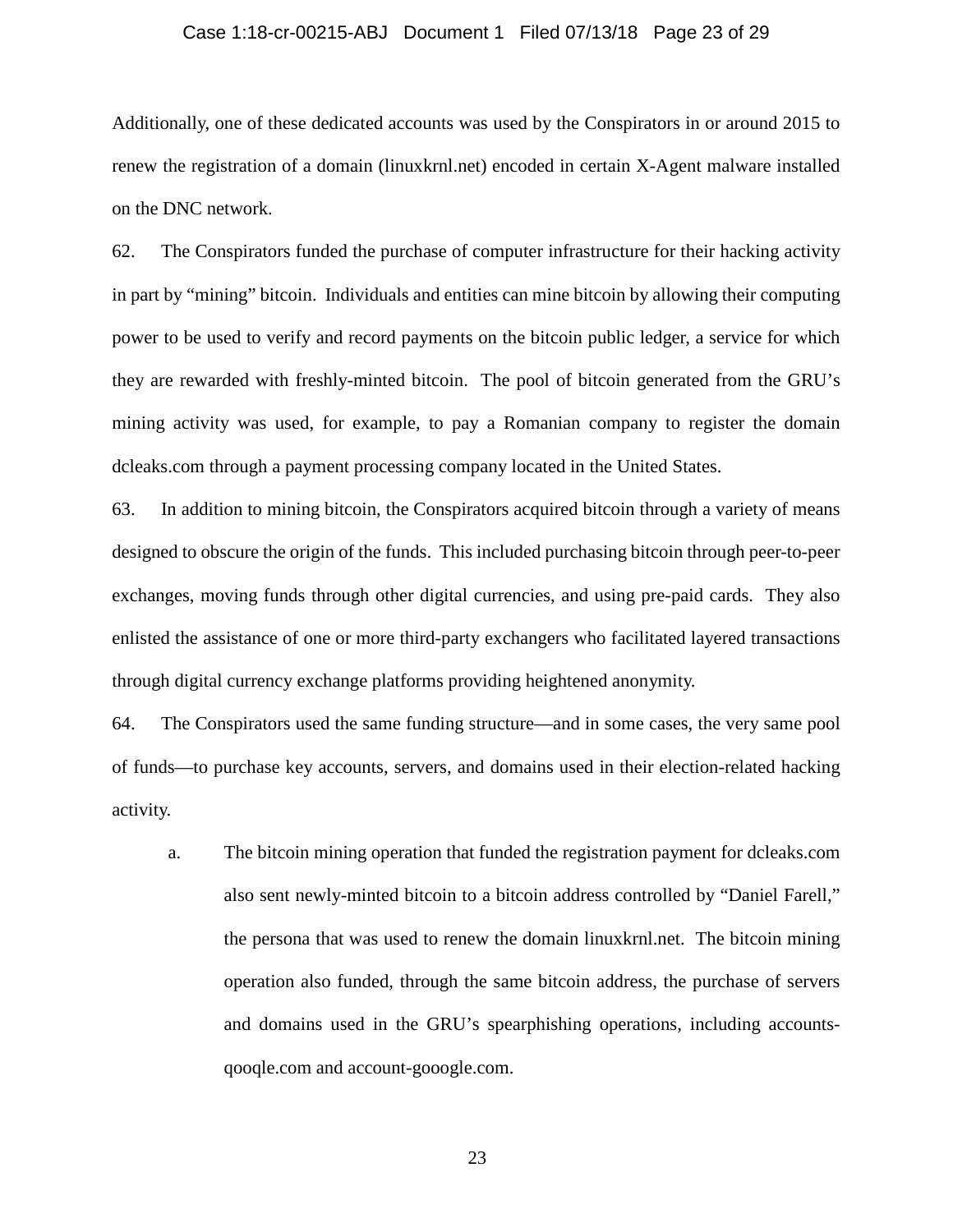Additionally, one of these dedicated accounts was used by the Conspirators in or around 2015 to renew the registration of a domain (linuxkrnl.net) encoded in certain X-Agent malware installed on the DNC network.

62. The Conspirators funded the purchase of computer infrastructure for their hacking activity in part by "mining" bitcoin. Individuals and entities can mine bitcoin by allowing their computing power to be used to verify and record payments on the bitcoin public ledger, a service for which they are rewarded with freshly-minted bitcoin. The pool of bitcoin generated from the GRU's mining activity was used, for example, to pay a Romanian company to register the domain dcleaks.com through a payment processing company located in the United States.

63. In addition to mining bitcoin, the Conspirators acquired bitcoin through a variety of means designed to obscure the origin of the funds. This included purchasing bitcoin through peer-to-peer exchanges, moving funds through other digital currencies, and using pre-paid cards. They also enlisted the assistance of one or more third-party exchangers who facilitated layered transactions through digital currency exchange platforms providing heightened anonymity.

64. The Conspirators used the same funding structure—and in some cases, the very same pool of funds—to purchase key accounts, servers, and domains used in their election-related hacking activity.

a. The bitcoin mining operation that funded the registration payment for dcleaks.com also sent newly-minted bitcoin to a bitcoin address controlled by "Daniel Farell," the persona that was used to renew the domain linuxkrnl.net. The bitcoin mining operation also funded, through the same bitcoin address, the purchase of servers and domains used in the GRU's spearphishing operations, including accounts-qooqle.com and account-gooogle.com.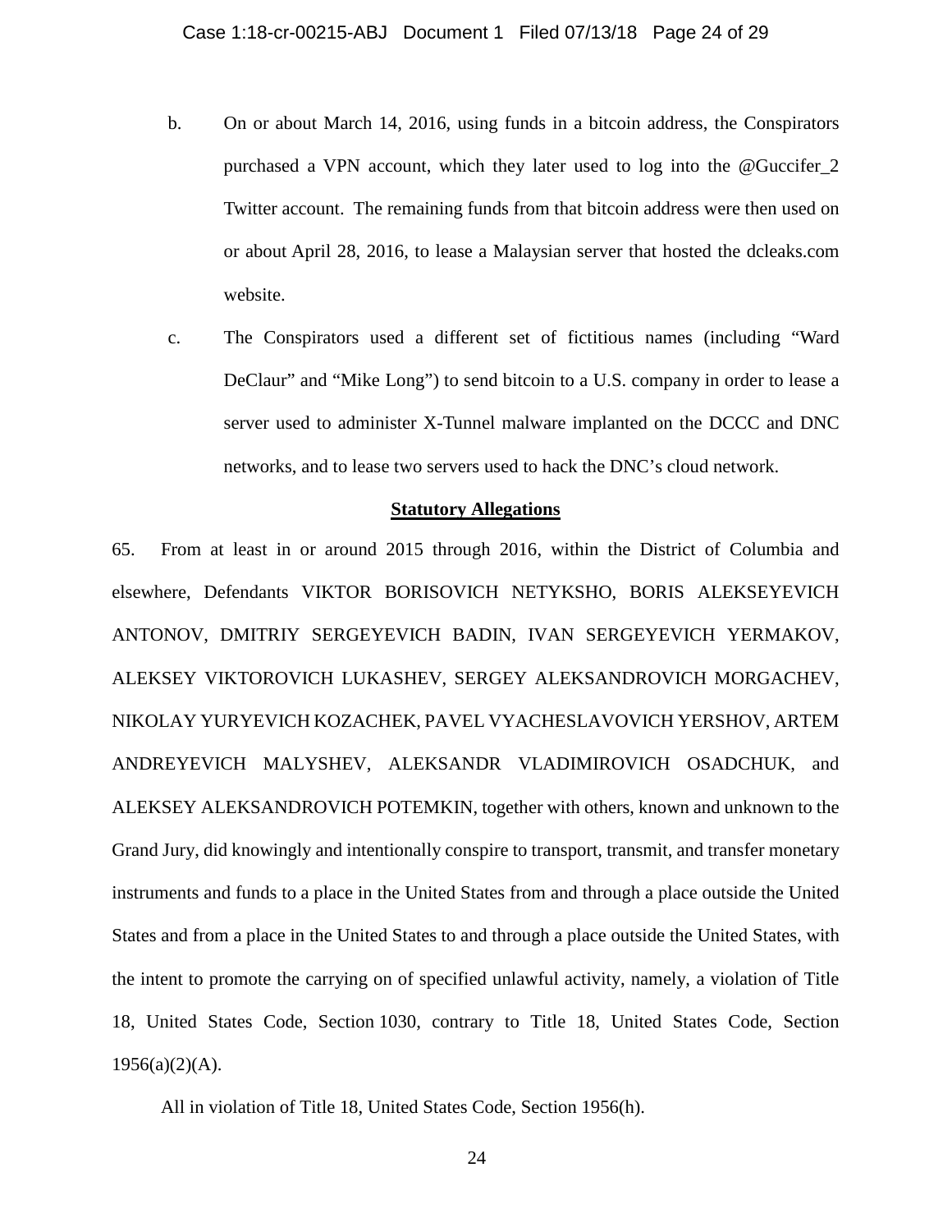b. On or about March 14, 2016, using funds in a bitcoin address, the Conspirators purchased a VPN account, which they later used to log into the @Guccifer_2 Twitter account. The remaining funds from that bitcoin address were then used on or about April 28, 2016, to lease a Malaysian server that hosted the dcleaks.com website.

c. The Conspirators used a different set of fictitious names (including "Ward DeClaur" and "Mike Long") to send bitcoin to a U.S. company in order to lease a server used to administer X-Tunnel malware implanted on the DCCC and DNC networks, and to lease two servers used to hack the DNC's cloud network.

**Statutory Allegations**

65. From at least in or around 2015 through 2016, within the District of Columbia and elsewhere, Defendants VIKTOR BORISOVICH NETYKSHO, BORIS ALEKSEYEVICH ANTONOV, DMITRIY SERGEYEVICH BADIN, IVAN SERGEYEVICH YERMAKOV, ALEKSEY VIKTOROVICH LUKASHEV, SERGEY ALEKSANDROVICH MORGACHEV, NIKOLAY YURYEVICH KOZACHEK, PAVEL VYACHESLAVOVICH YERSHOV, ARTEM ANDREYEVICH MALYSHEV, ALEKSANDR VLADIMIROVICH OSADCHUK, and ALEKSEY ALEKSANDROVICH POTEMKIN, together with others, known and unknown to the Grand Jury, did knowingly and intentionally conspire to transport, transmit, and transfer monetary instruments and funds to a place in the United States from and through a place outside the United States and from a place in the United States to and through a place outside the United States, with the intent to promote the carrying on of specified unlawful activity, namely, a violation of Title 18, United States Code, Section 1030, contrary to Title 18, United States Code, Section 1956(a)(2)(A).

All in violation of Title 18, United States Code, Section 1956(h).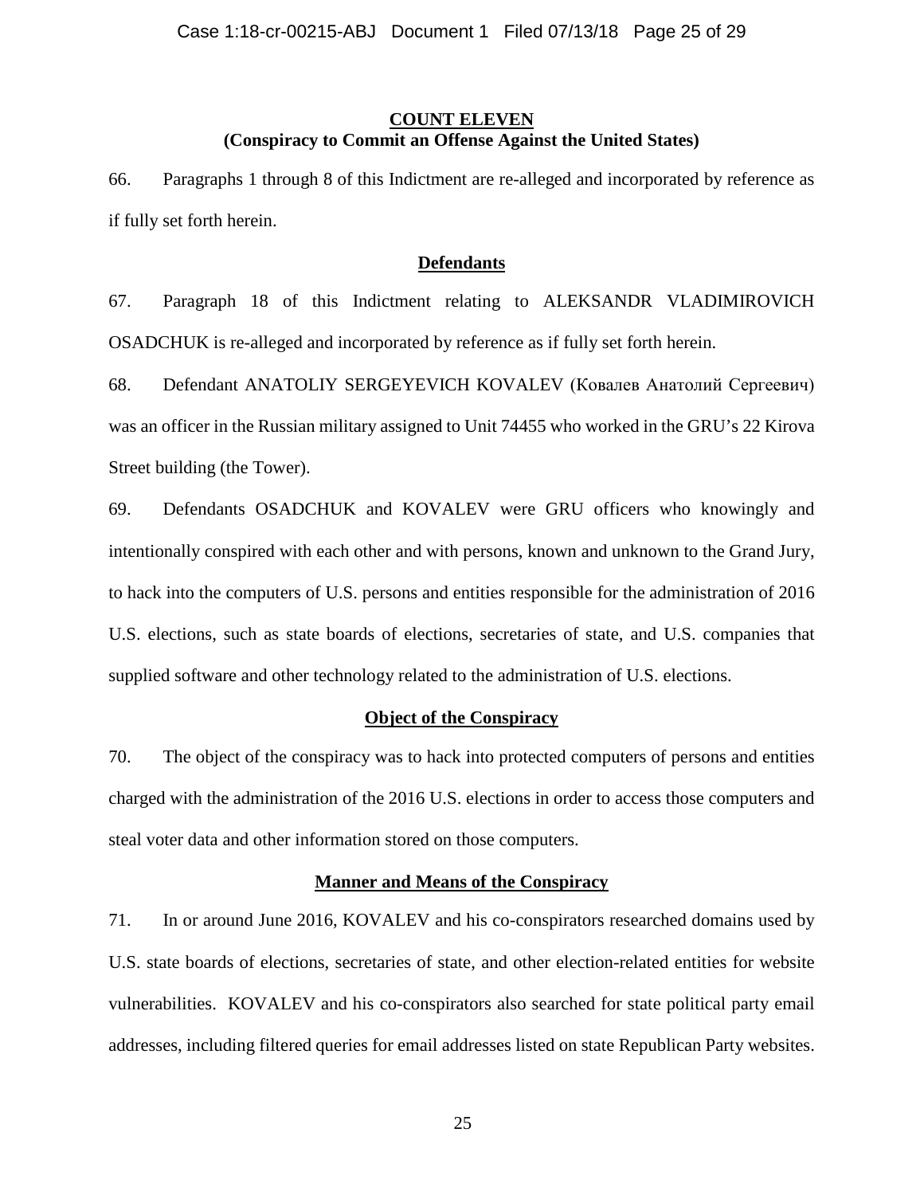## COUNT ELEVEN
### (Conspiracy to Commit an Offense Against the United States)

66. Paragraphs 1 through 8 of this Indictment are re-alleged and incorporated by reference as if fully set forth herein.

### Defendants

67. Paragraph 18 of this Indictment relating to ALEKSANDR VLADIMIROVICH OSADCHUK is re-alleged and incorporated by reference as if fully set forth herein.

68. Defendant ANATOLIY SERGEYEVICH KOVALEV (Ковалев Анатолий Сергеевич) was an officer in the Russian military assigned to Unit 74455 who worked in the GRU's 22 Kirova Street building (the Tower).

69. Defendants OSADCHUK and KOVALEV were GRU officers who knowingly and intentionally conspired with each other and with persons, known and unknown to the Grand Jury, to hack into the computers of U.S. persons and entities responsible for the administration of 2016 U.S. elections, such as state boards of elections, secretaries of state, and U.S. companies that supplied software and other technology related to the administration of U.S. elections.

### Object of the Conspiracy

70. The object of the conspiracy was to hack into protected computers of persons and entities charged with the administration of the 2016 U.S. elections in order to access those computers and steal voter data and other information stored on those computers.

### Manner and Means of the Conspiracy

71. In or around June 2016, KOVALEV and his co-conspirators researched domains used by U.S. state boards of elections, secretaries of state, and other election-related entities for website vulnerabilities. KOVALEV and his co-conspirators also searched for state political party email addresses, including filtered queries for email addresses listed on state Republican Party websites.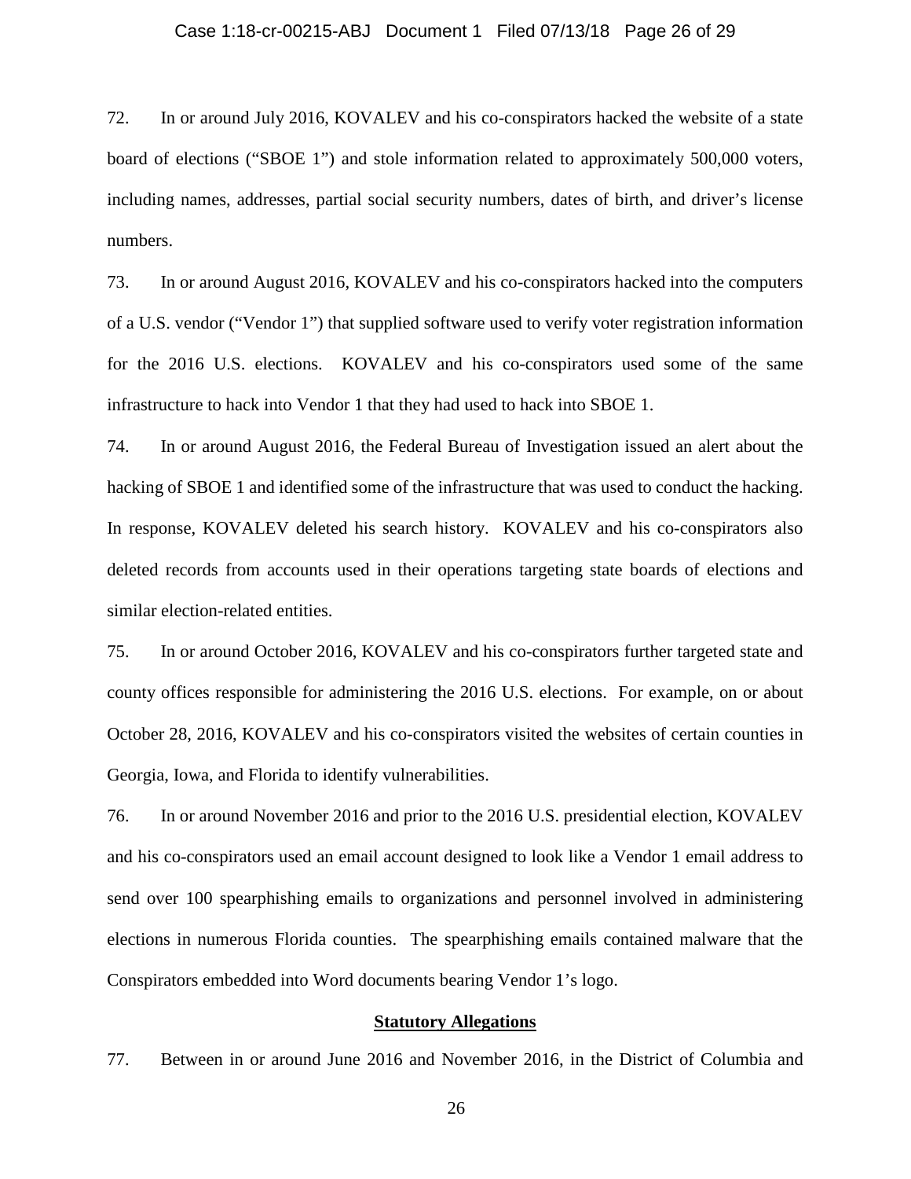72. In or around July 2016, KOVALEV and his co-conspirators hacked the website of a state board of elections ("SBOE 1") and stole information related to approximately 500,000 voters, including names, addresses, partial social security numbers, dates of birth, and driver's license numbers.

73. In or around August 2016, KOVALEV and his co-conspirators hacked into the computers of a U.S. vendor ("Vendor 1") that supplied software used to verify voter registration information for the 2016 U.S. elections. KOVALEV and his co-conspirators used some of the same infrastructure to hack into Vendor 1 that they had used to hack into SBOE 1.

74. In or around August 2016, the Federal Bureau of Investigation issued an alert about the hacking of SBOE 1 and identified some of the infrastructure that was used to conduct the hacking. In response, KOVALEV deleted his search history. KOVALEV and his co-conspirators also deleted records from accounts used in their operations targeting state boards of elections and similar election-related entities.

75. In or around October 2016, KOVALEV and his co-conspirators further targeted state and county offices responsible for administering the 2016 U.S. elections. For example, on or about October 28, 2016, KOVALEV and his co-conspirators visited the websites of certain counties in Georgia, Iowa, and Florida to identify vulnerabilities.

76. In or around November 2016 and prior to the 2016 U.S. presidential election, KOVALEV and his co-conspirators used an email account designed to look like a Vendor 1 email address to send over 100 spearphishing emails to organizations and personnel involved in administering elections in numerous Florida counties. The spearphishing emails contained malware that the Conspirators embedded into Word documents bearing Vendor 1's logo.

**Statutory Allegations**

77. Between in or around June 2016 and November 2016, in the District of Columbia and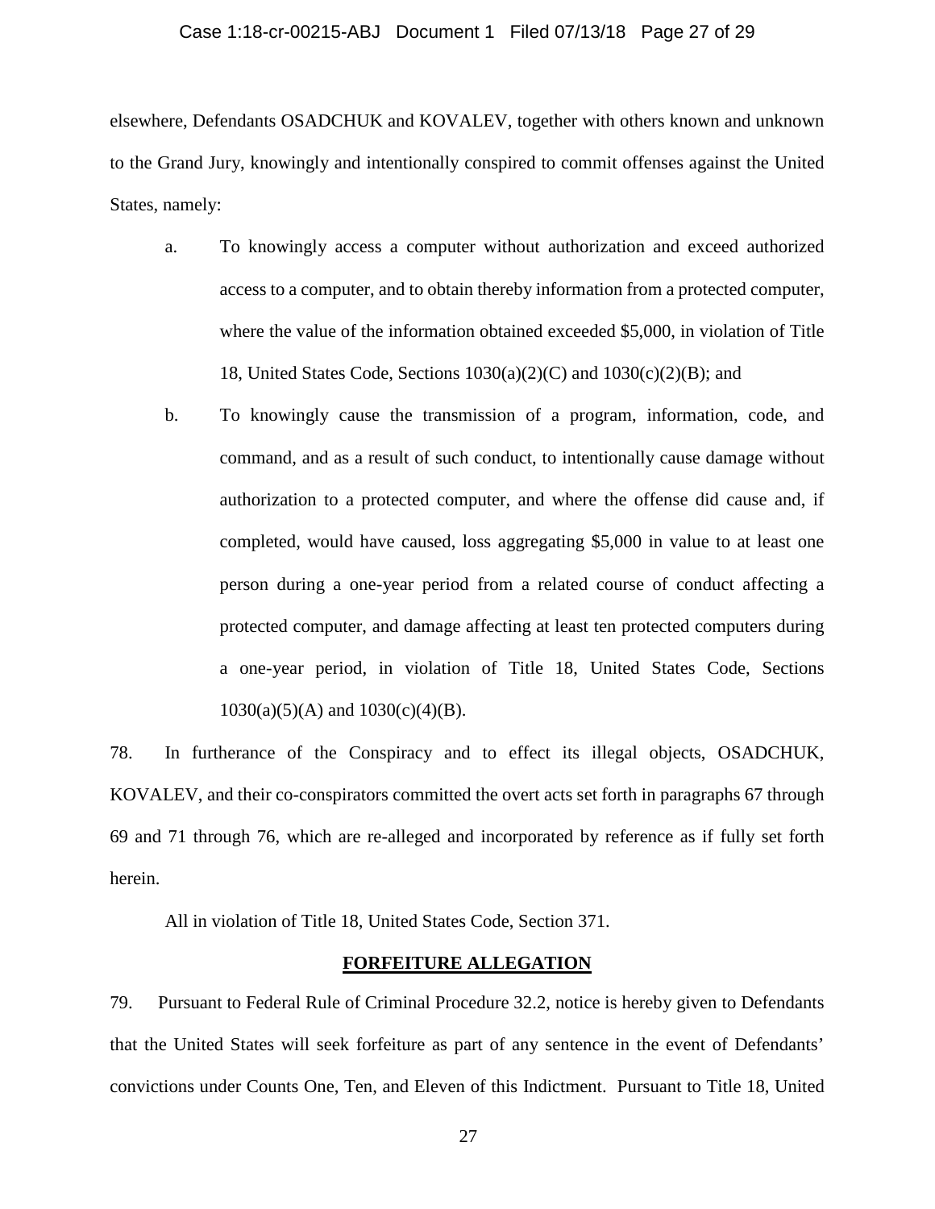elsewhere, Defendants OSADCHUK and KOVALEV, together with others known and unknown to the Grand Jury, knowingly and intentionally conspired to commit offenses against the United States, namely:

a. To knowingly access a computer without authorization and exceed authorized access to a computer, and to obtain thereby information from a protected computer, where the value of the information obtained exceeded $5,000, in violation of Title 18, United States Code, Sections 1030(a)(2)(C) and 1030(c)(2)(B); and

b. To knowingly cause the transmission of a program, information, code, and command, and as a result of such conduct, to intentionally cause damage without authorization to a protected computer, and where the offense did cause and, if completed, would have caused, loss aggregating $5,000 in value to at least one person during a one-year period from a related course of conduct affecting a protected computer, and damage affecting at least ten protected computers during a one-year period, in violation of Title 18, United States Code, Sections 1030(a)(5)(A) and 1030(c)(4)(B).

78. In furtherance of the Conspiracy and to effect its illegal objects, OSADCHUK, KOVALEV, and their co-conspirators committed the overt acts set forth in paragraphs 67 through 69 and 71 through 76, which are re-alleged and incorporated by reference as if fully set forth herein.

All in violation of Title 18, United States Code, Section 371.

**FORFEITURE ALLEGATION**

79. Pursuant to Federal Rule of Criminal Procedure 32.2, notice is hereby given to Defendants that the United States will seek forfeiture as part of any sentence in the event of Defendants' convictions under Counts One, Ten, and Eleven of this Indictment. Pursuant to Title 18, United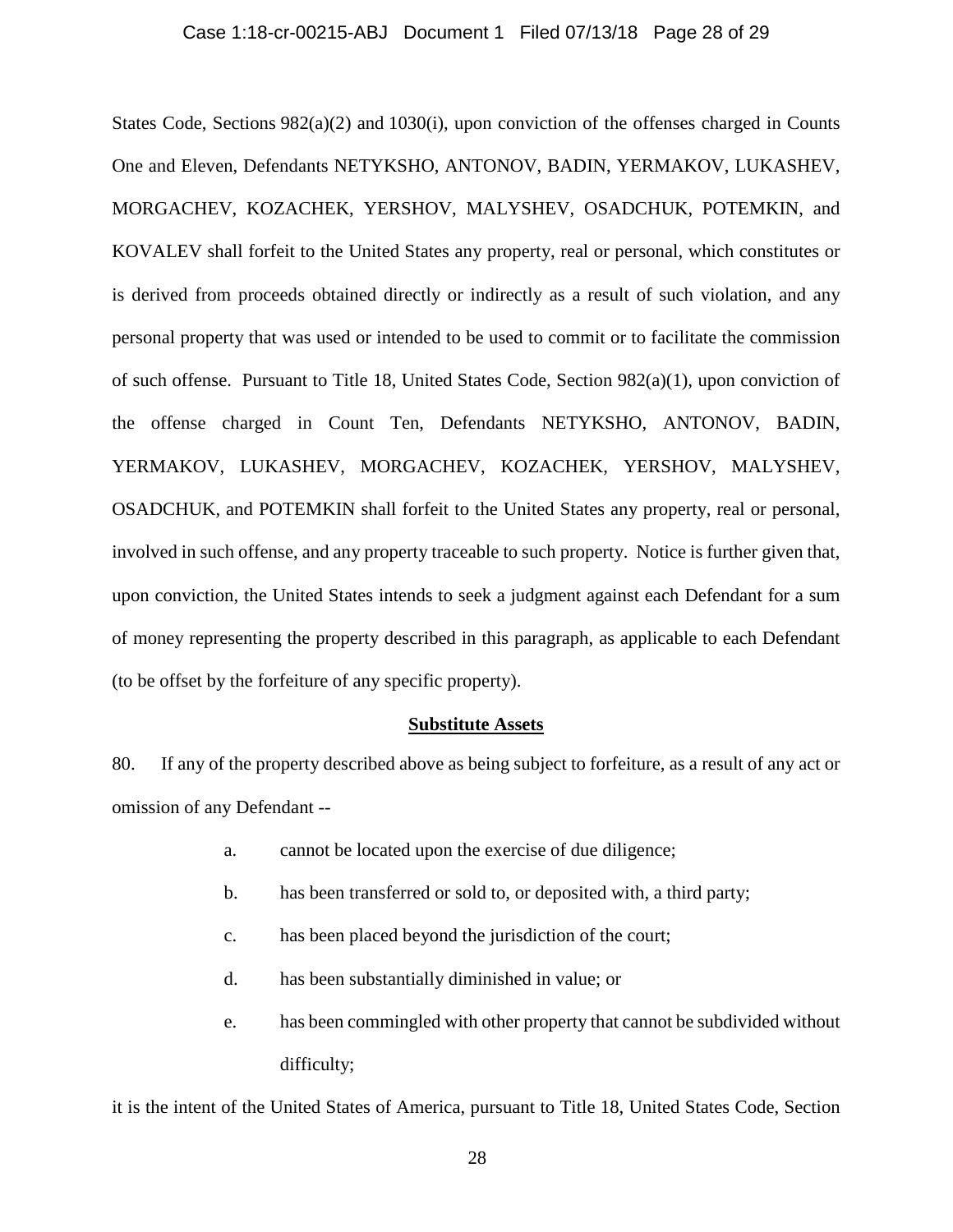States Code, Sections 982(a)(2) and 1030(i), upon conviction of the offenses charged in Counts One and Eleven, Defendants NETYKSHO, ANTONOV, BADIN, YERMAKOV, LUKASHEV, MORGACHEV, KOZACHEK, YERSHOV, MALYSHEV, OSADCHUK, POTEMKIN, and KOVALEV shall forfeit to the United States any property, real or personal, which constitutes or is derived from proceeds obtained directly or indirectly as a result of such violation, and any personal property that was used or intended to be used to commit or to facilitate the commission of such offense. Pursuant to Title 18, United States Code, Section 982(a)(1), upon conviction of the offense charged in Count Ten, Defendants NETYKSHO, ANTONOV, BADIN, YERMAKOV, LUKASHEV, MORGACHEV, KOZACHEK, YERSHOV, MALYSHEV, OSADCHUK, and POTEMKIN shall forfeit to the United States any property, real or personal, involved in such offense, and any property traceable to such property. Notice is further given that, upon conviction, the United States intends to seek a judgment against each Defendant for a sum of money representing the property described in this paragraph, as applicable to each Defendant (to be offset by the forfeiture of any specific property).

**Substitute Assets**

80. If any of the property described above as being subject to forfeiture, as a result of any act or omission of any Defendant --

a. cannot be located upon the exercise of due diligence;

b. has been transferred or sold to, or deposited with, a third party;

c. has been placed beyond the jurisdiction of the court;

d. has been substantially diminished in value; or

e. has been commingled with other property that cannot be subdivided without difficulty;

it is the intent of the United States of America, pursuant to Title 18, United States Code, Section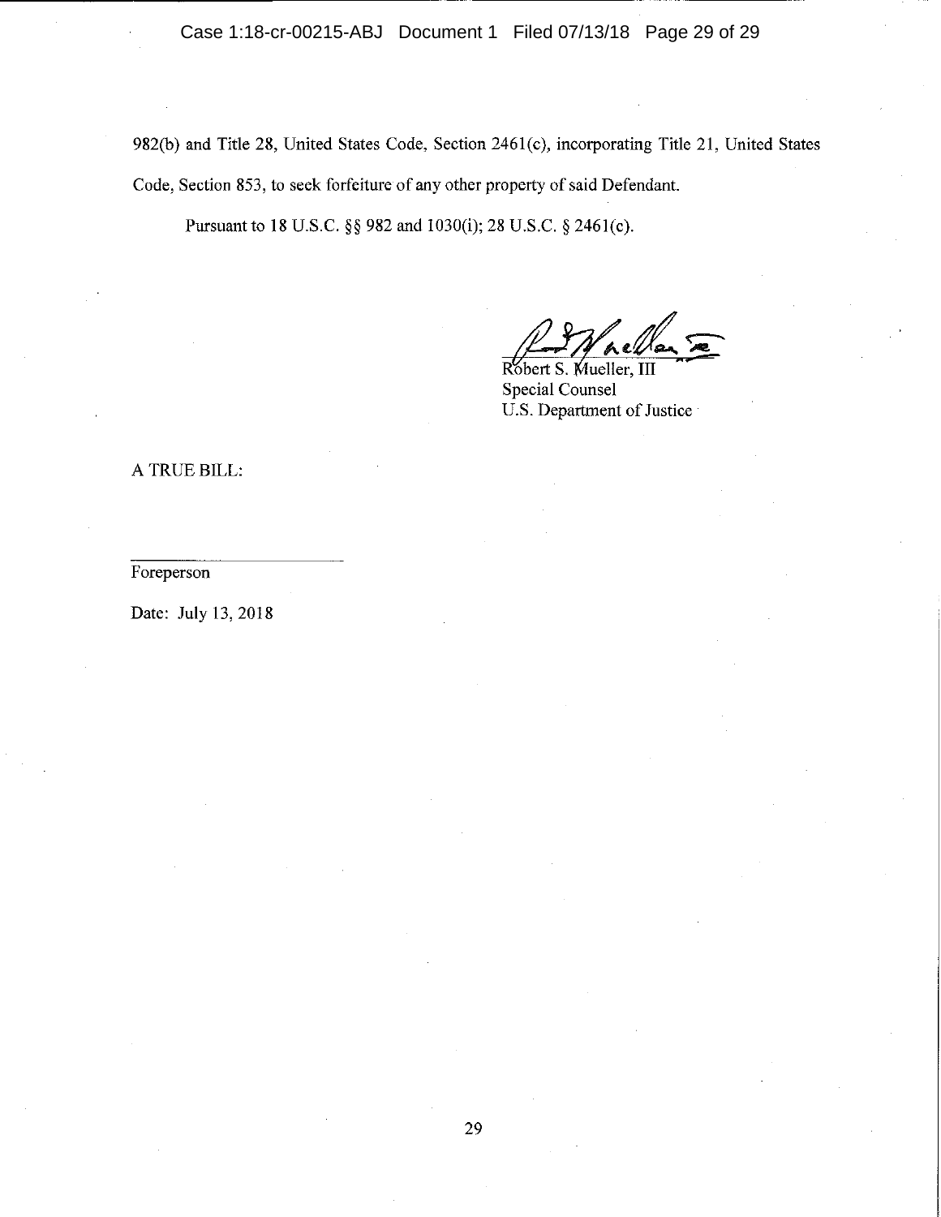982(b) and Title 28, United States Code, Section 2461(c), incorporating Title 21, United States Code, Section 853, to seek forfeiture of any other property of said Defendant.

Pursuant to 18 U.S.C. §§ 982 and 1030(i); 28 U.S.C. § 2461(c).

Robert S. Mueller, III
Special Counsel
U.S. Department of Justice

A TRUE BILL:

\_\_\_\_\_\_\_\_\_\_\_\_\_\_\_\_\_\_\_\_\_\_\_\_
Foreperson

Date: July 13, 2018